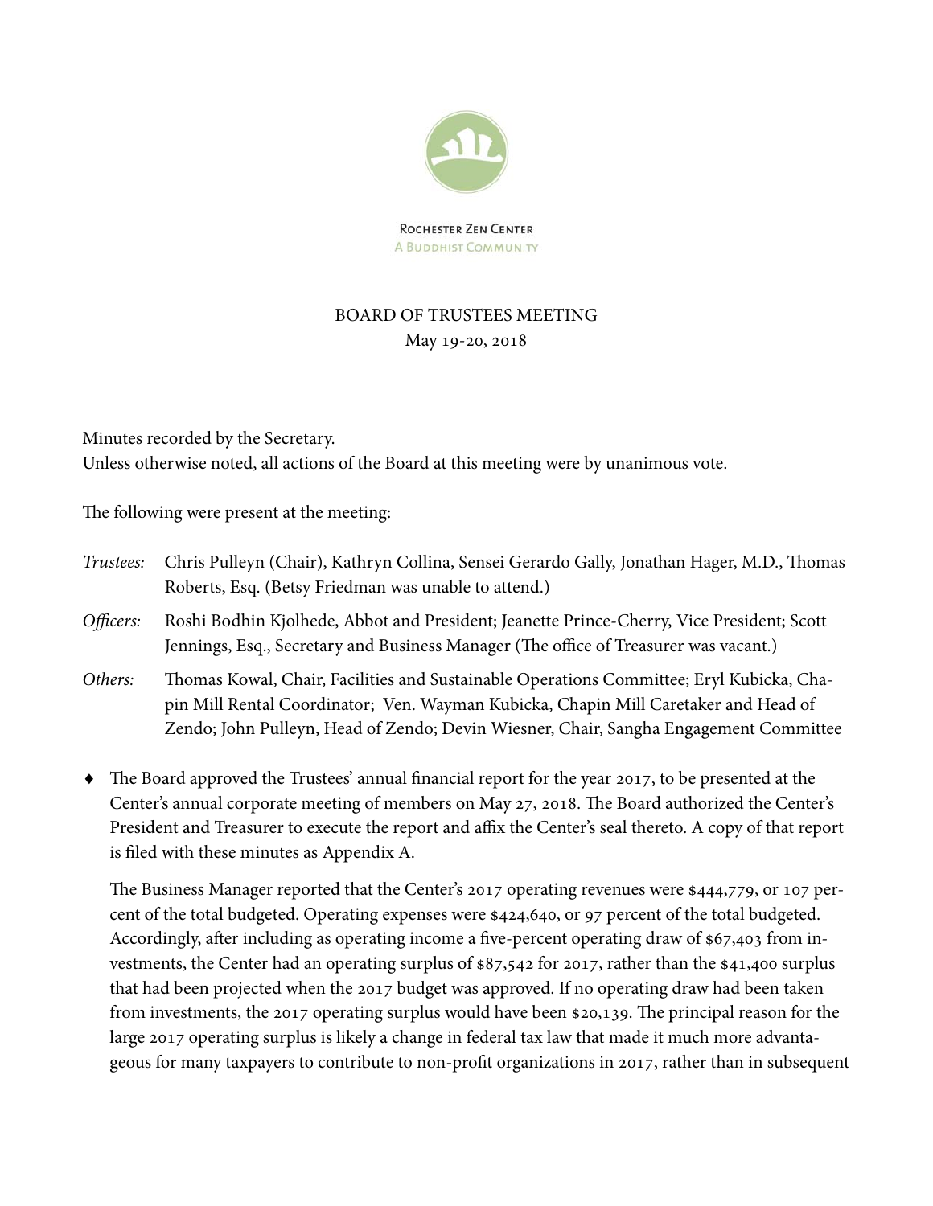ROCHESTER ZEN CENTER
A BUDDHIST COMMUNITY

# BOARD OF TRUSTEES MEETING

May 19-20, 2018

Minutes recorded by the Secretary.
Unless otherwise noted, all actions of the Board at this meeting were by unanimous vote.

The following were present at the meeting:

*Trustees:* Chris Pulleyn (Chair), Kathryn Collina, Sensei Gerardo Gally, Jonathan Hager, M.D., Thomas Roberts, Esq. (Betsy Friedman was unable to attend.)

*Officers:* Roshi Bodhin Kjolhede, Abbot and President; Jeanette Prince-Cherry, Vice President; Scott Jennings, Esq., Secretary and Business Manager (The office of Treasurer was vacant.)

*Others:* Thomas Kowal, Chair, Facilities and Sustainable Operations Committee; Eryl Kubicka, Chapin Mill Rental Coordinator; Ven. Wayman Kubicka, Chapin Mill Caretaker and Head of Zendo; John Pulleyn, Head of Zendo; Devin Wiesner, Chair, Sangha Engagement Committee

- The Board approved the Trustees' annual financial report for the year 2017, to be presented at the Center's annual corporate meeting of members on May 27, 2018. The Board authorized the Center's President and Treasurer to execute the report and affix the Center's seal thereto. A copy of that report is filed with these minutes as Appendix A.

  The Business Manager reported that the Center's 2017 operating revenues were $444,779, or 107 percent of the total budgeted. Operating expenses were $424,640, or 97 percent of the total budgeted. Accordingly, after including as operating income a five-percent operating draw of $67,403 from investments, the Center had an operating surplus of $87,542 for 2017, rather than the $41,400 surplus that had been projected when the 2017 budget was approved. If no operating draw had been taken from investments, the 2017 operating surplus would have been $20,139. The principal reason for the large 2017 operating surplus is likely a change in federal tax law that made it much more advantageous for many taxpayers to contribute to non-profit organizations in 2017, rather than in subsequent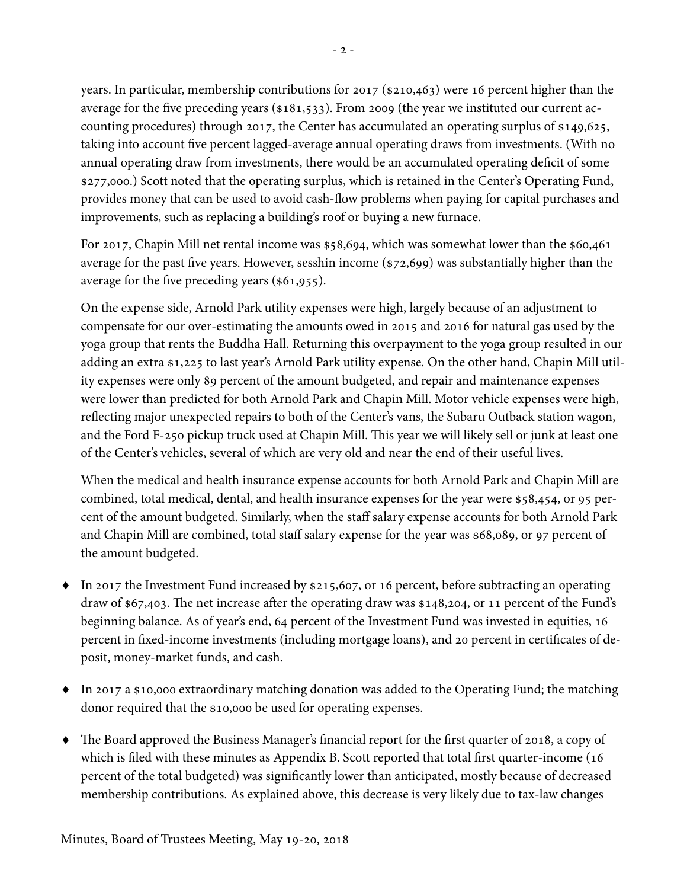years. In particular, membership contributions for 2017 ($210,463) were 16 percent higher than the average for the five preceding years ($181,533). From 2009 (the year we instituted our current accounting procedures) through 2017, the Center has accumulated an operating surplus of $149,625, taking into account five percent lagged-average annual operating draws from investments. (With no annual operating draw from investments, there would be an accumulated operating deficit of some $277,000.) Scott noted that the operating surplus, which is retained in the Center's Operating Fund, provides money that can be used to avoid cash-flow problems when paying for capital purchases and improvements, such as replacing a building's roof or buying a new furnace.

For 2017, Chapin Mill net rental income was $58,694, which was somewhat lower than the $60,461 average for the past five years. However, sesshin income ($72,699) was substantially higher than the average for the five preceding years ($61,955).

On the expense side, Arnold Park utility expenses were high, largely because of an adjustment to compensate for our over-estimating the amounts owed in 2015 and 2016 for natural gas used by the yoga group that rents the Buddha Hall. Returning this overpayment to the yoga group resulted in our adding an extra $1,225 to last year's Arnold Park utility expense. On the other hand, Chapin Mill utility expenses were only 89 percent of the amount budgeted, and repair and maintenance expenses were lower than predicted for both Arnold Park and Chapin Mill. Motor vehicle expenses were high, reflecting major unexpected repairs to both of the Center's vans, the Subaru Outback station wagon, and the Ford F-250 pickup truck used at Chapin Mill. This year we will likely sell or junk at least one of the Center's vehicles, several of which are very old and near the end of their useful lives.

When the medical and health insurance expense accounts for both Arnold Park and Chapin Mill are combined, total medical, dental, and health insurance expenses for the year were $58,454, or 95 percent of the amount budgeted. Similarly, when the staff salary expense accounts for both Arnold Park and Chapin Mill are combined, total staff salary expense for the year was $68,089, or 97 percent of the amount budgeted.

- In 2017 the Investment Fund increased by $215,607, or 16 percent, before subtracting an operating draw of $67,403. The net increase after the operating draw was $148,204, or 11 percent of the Fund's beginning balance. As of year's end, 64 percent of the Investment Fund was invested in equities, 16 percent in fixed-income investments (including mortgage loans), and 20 percent in certificates of deposit, money-market funds, and cash.

- In 2017 a $10,000 extraordinary matching donation was added to the Operating Fund; the matching donor required that the $10,000 be used for operating expenses.

- The Board approved the Business Manager's financial report for the first quarter of 2018, a copy of which is filed with these minutes as Appendix B. Scott reported that total first quarter-income (16 percent of the total budgeted) was significantly lower than anticipated, mostly because of decreased membership contributions. As explained above, this decrease is very likely due to tax-law changes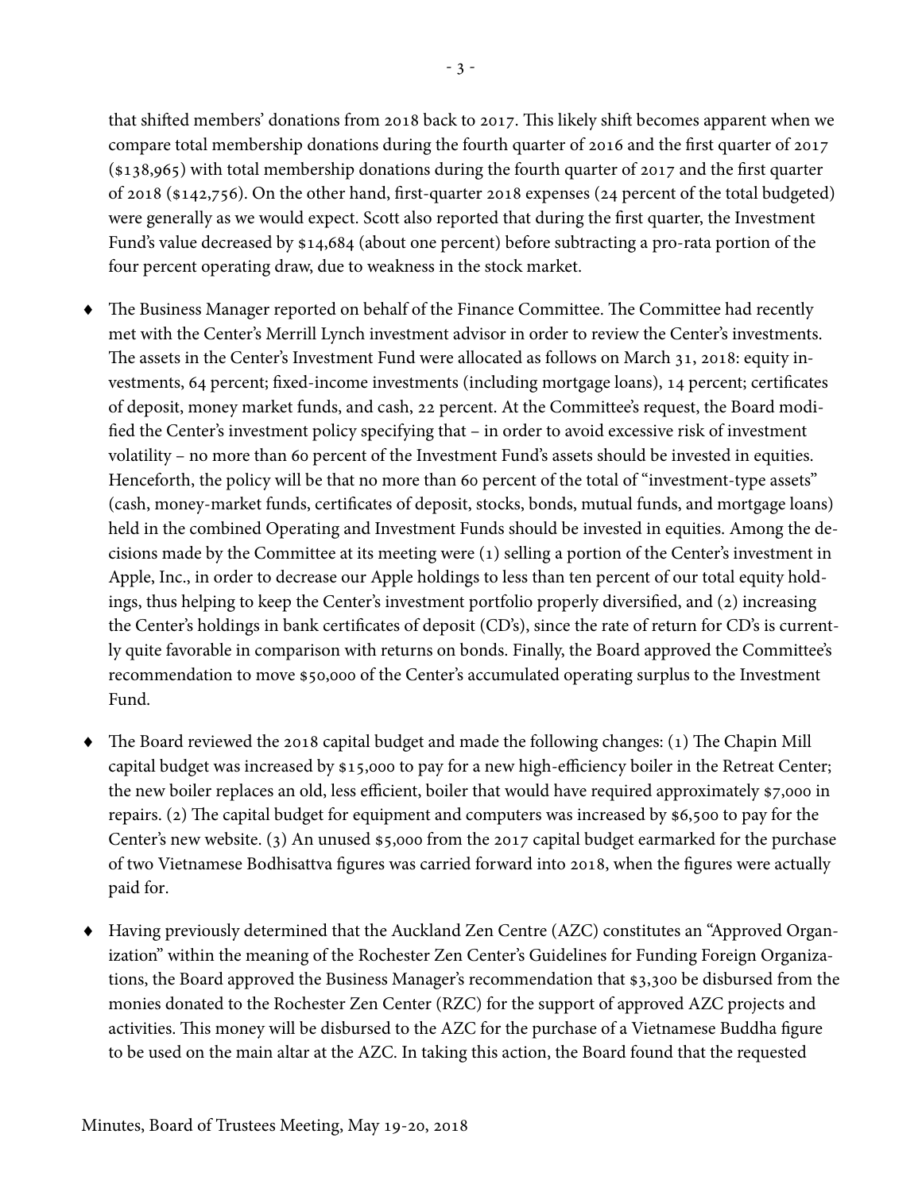that shifted members' donations from 2018 back to 2017. This likely shift becomes apparent when we compare total membership donations during the fourth quarter of 2016 and the first quarter of 2017 ($138,965) with total membership donations during the fourth quarter of 2017 and the first quarter of 2018 ($142,756). On the other hand, first-quarter 2018 expenses (24 percent of the total budgeted) were generally as we would expect. Scott also reported that during the first quarter, the Investment Fund's value decreased by $14,684 (about one percent) before subtracting a pro-rata portion of the four percent operating draw, due to weakness in the stock market.

- The Business Manager reported on behalf of the Finance Committee. The Committee had recently met with the Center's Merrill Lynch investment advisor in order to review the Center's investments. The assets in the Center's Investment Fund were allocated as follows on March 31, 2018: equity investments, 64 percent; fixed-income investments (including mortgage loans), 14 percent; certificates of deposit, money market funds, and cash, 22 percent. At the Committee's request, the Board modified the Center's investment policy specifying that – in order to avoid excessive risk of investment volatility – no more than 60 percent of the Investment Fund's assets should be invested in equities. Henceforth, the policy will be that no more than 60 percent of the total of "investment-type assets" (cash, money-market funds, certificates of deposit, stocks, bonds, mutual funds, and mortgage loans) held in the combined Operating and Investment Funds should be invested in equities. Among the decisions made by the Committee at its meeting were (1) selling a portion of the Center's investment in Apple, Inc., in order to decrease our Apple holdings to less than ten percent of our total equity holdings, thus helping to keep the Center's investment portfolio properly diversified, and (2) increasing the Center's holdings in bank certificates of deposit (CD's), since the rate of return for CD's is currently quite favorable in comparison with returns on bonds. Finally, the Board approved the Committee's recommendation to move $50,000 of the Center's accumulated operating surplus to the Investment Fund.

- The Board reviewed the 2018 capital budget and made the following changes: (1) The Chapin Mill capital budget was increased by $15,000 to pay for a new high-efficiency boiler in the Retreat Center; the new boiler replaces an old, less efficient, boiler that would have required approximately $7,000 in repairs. (2) The capital budget for equipment and computers was increased by $6,500 to pay for the Center's new website. (3) An unused $5,000 from the 2017 capital budget earmarked for the purchase of two Vietnamese Bodhisattva figures was carried forward into 2018, when the figures were actually paid for.

- Having previously determined that the Auckland Zen Centre (AZC) constitutes an "Approved Organization" within the meaning of the Rochester Zen Center's Guidelines for Funding Foreign Organizations, the Board approved the Business Manager's recommendation that $3,300 be disbursed from the monies donated to the Rochester Zen Center (RZC) for the support of approved AZC projects and activities. This money will be disbursed to the AZC for the purchase of a Vietnamese Buddha figure to be used on the main altar at the AZC. In taking this action, the Board found that the requested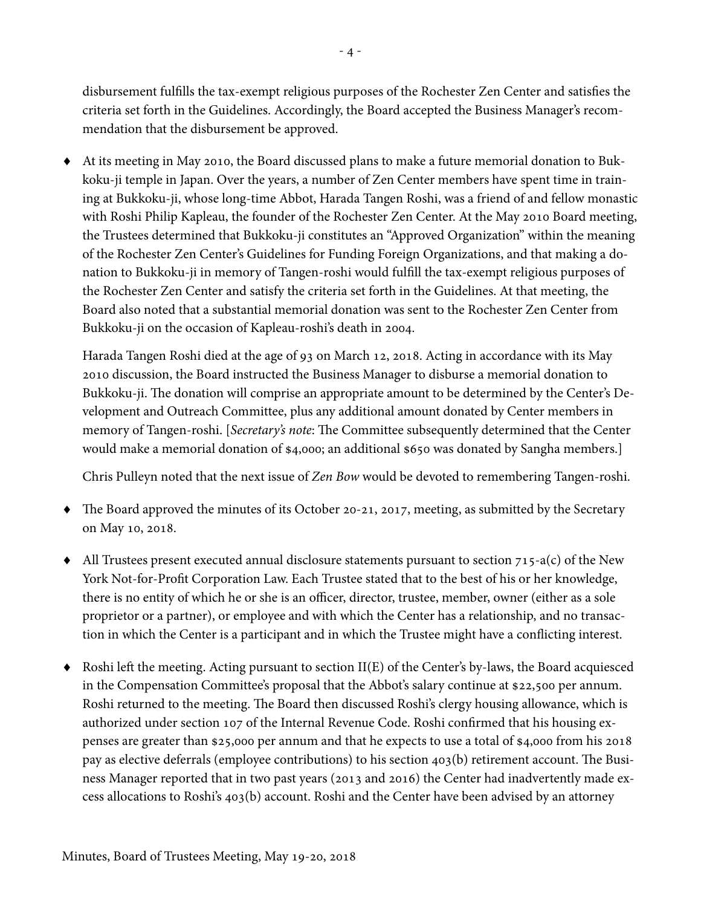disbursement fulfills the tax-exempt religious purposes of the Rochester Zen Center and satisfies the criteria set forth in the Guidelines. Accordingly, the Board accepted the Business Manager's recommendation that the disbursement be approved.

- At its meeting in May 2010, the Board discussed plans to make a future memorial donation to Bukkoku-ji temple in Japan. Over the years, a number of Zen Center members have spent time in training at Bukkoku-ji, whose long-time Abbot, Harada Tangen Roshi, was a friend of and fellow monastic with Roshi Philip Kapleau, the founder of the Rochester Zen Center. At the May 2010 Board meeting, the Trustees determined that Bukkoku-ji constitutes an "Approved Organization" within the meaning of the Rochester Zen Center's Guidelines for Funding Foreign Organizations, and that making a donation to Bukkoku-ji in memory of Tangen-roshi would fulfill the tax-exempt religious purposes of the Rochester Zen Center and satisfy the criteria set forth in the Guidelines. At that meeting, the Board also noted that a substantial memorial donation was sent to the Rochester Zen Center from Bukkoku-ji on the occasion of Kapleau-roshi's death in 2004.

  Harada Tangen Roshi died at the age of 93 on March 12, 2018. Acting in accordance with its May 2010 discussion, the Board instructed the Business Manager to disburse a memorial donation to Bukkoku-ji. The donation will comprise an appropriate amount to be determined by the Center's Development and Outreach Committee, plus any additional amount donated by Center members in memory of Tangen-roshi. [*Secretary's note*: The Committee subsequently determined that the Center would make a memorial donation of $4,000; an additional $650 was donated by Sangha members.]

  Chris Pulleyn noted that the next issue of *Zen Bow* would be devoted to remembering Tangen-roshi.

- The Board approved the minutes of its October 20-21, 2017, meeting, as submitted by the Secretary on May 10, 2018.

- All Trustees present executed annual disclosure statements pursuant to section 715-a(c) of the New York Not-for-Profit Corporation Law. Each Trustee stated that to the best of his or her knowledge, there is no entity of which he or she is an officer, director, trustee, member, owner (either as a sole proprietor or a partner), or employee and with which the Center has a relationship, and no transaction in which the Center is a participant and in which the Trustee might have a conflicting interest.

- Roshi left the meeting. Acting pursuant to section II(E) of the Center's by-laws, the Board acquiesced in the Compensation Committee's proposal that the Abbot's salary continue at $22,500 per annum. Roshi returned to the meeting. The Board then discussed Roshi's clergy housing allowance, which is authorized under section 107 of the Internal Revenue Code. Roshi confirmed that his housing expenses are greater than $25,000 per annum and that he expects to use a total of $4,000 from his 2018 pay as elective deferrals (employee contributions) to his section 403(b) retirement account. The Business Manager reported that in two past years (2013 and 2016) the Center had inadvertently made excess allocations to Roshi's 403(b) account. Roshi and the Center have been advised by an attorney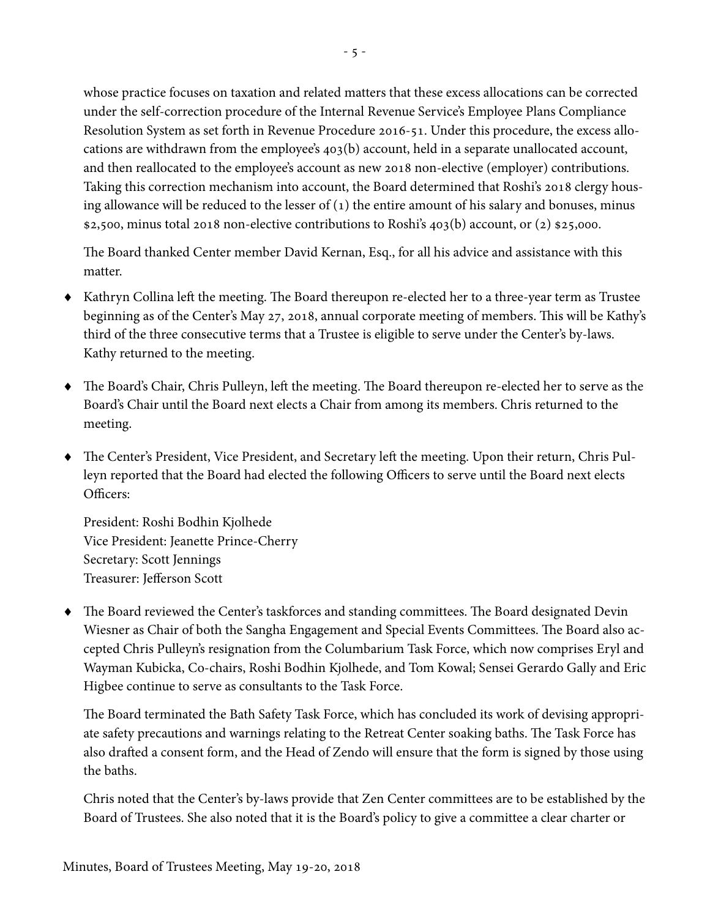whose practice focuses on taxation and related matters that these excess allocations can be corrected under the self-correction procedure of the Internal Revenue Service's Employee Plans Compliance Resolution System as set forth in Revenue Procedure 2016-51. Under this procedure, the excess allocations are withdrawn from the employee's 403(b) account, held in a separate unallocated account, and then reallocated to the employee's account as new 2018 non-elective (employer) contributions. Taking this correction mechanism into account, the Board determined that Roshi's 2018 clergy housing allowance will be reduced to the lesser of (1) the entire amount of his salary and bonuses, minus $2,500, minus total 2018 non-elective contributions to Roshi's 403(b) account, or (2) $25,000.

The Board thanked Center member David Kernan, Esq., for all his advice and assistance with this matter.

- Kathryn Collina left the meeting. The Board thereupon re-elected her to a three-year term as Trustee beginning as of the Center's May 27, 2018, annual corporate meeting of members. This will be Kathy's third of the three consecutive terms that a Trustee is eligible to serve under the Center's by-laws. Kathy returned to the meeting.

- The Board's Chair, Chris Pulleyn, left the meeting. The Board thereupon re-elected her to serve as the Board's Chair until the Board next elects a Chair from among its members. Chris returned to the meeting.

- The Center's President, Vice President, and Secretary left the meeting. Upon their return, Chris Pulleyn reported that the Board had elected the following Officers to serve until the Board next elects Officers:

  President: Roshi Bodhin Kjolhede
  Vice President: Jeanette Prince-Cherry
  Secretary: Scott Jennings
  Treasurer: Jefferson Scott

- The Board reviewed the Center's taskforces and standing committees. The Board designated Devin Wiesner as Chair of both the Sangha Engagement and Special Events Committees. The Board also accepted Chris Pulleyn's resignation from the Columbarium Task Force, which now comprises Eryl and Wayman Kubicka, Co-chairs, Roshi Bodhin Kjolhede, and Tom Kowal; Sensei Gerardo Gally and Eric Higbee continue to serve as consultants to the Task Force.

  The Board terminated the Bath Safety Task Force, which has concluded its work of devising appropriate safety precautions and warnings relating to the Retreat Center soaking baths. The Task Force has also drafted a consent form, and the Head of Zendo will ensure that the form is signed by those using the baths.

  Chris noted that the Center's by-laws provide that Zen Center committees are to be established by the Board of Trustees. She also noted that it is the Board's policy to give a committee a clear charter or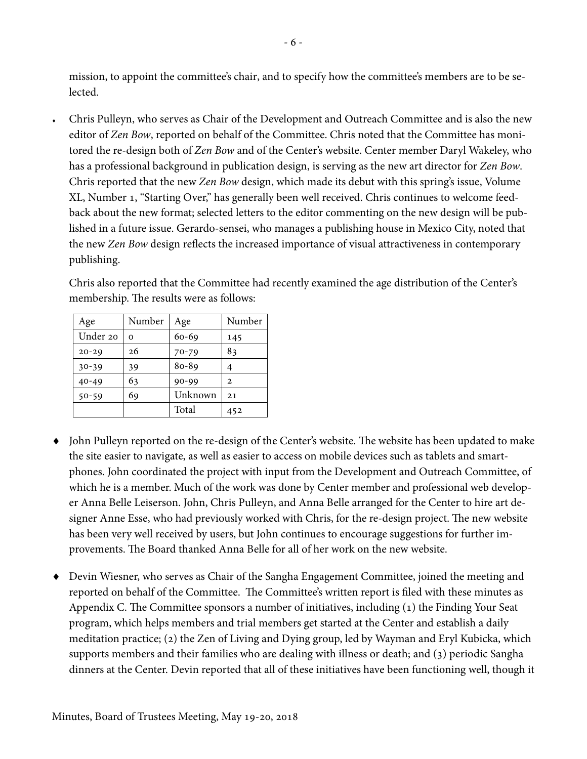mission, to appoint the committee's chair, and to specify how the committee's members are to be selected.

- Chris Pulleyn, who serves as Chair of the Development and Outreach Committee and is also the new editor of *Zen Bow*, reported on behalf of the Committee. Chris noted that the Committee has monitored the re-design both of *Zen Bow* and of the Center's website. Center member Daryl Wakeley, who has a professional background in publication design, is serving as the new art director for *Zen Bow*. Chris reported that the new *Zen Bow* design, which made its debut with this spring's issue, Volume XL, Number 1, "Starting Over," has generally been well received. Chris continues to welcome feedback about the new format; selected letters to the editor commenting on the new design will be published in a future issue. Gerardo-sensei, who manages a publishing house in Mexico City, noted that the new *Zen Bow* design reflects the increased importance of visual attractiveness in contemporary publishing.

  Chris also reported that the Committee had recently examined the age distribution of the Center's membership. The results were as follows:

| Age | Number | Age | Number |
|---|---|---|---|
| Under 20 | 0 | 60-69 | 145 |
| 20-29 | 26 | 70-79 | 83 |
| 30-39 | 39 | 80-89 | 4 |
| 40-49 | 63 | 90-99 | 2 |
| 50-59 | 69 | Unknown | 21 |
| | | Total | 452 |

- John Pulleyn reported on the re-design of the Center's website. The website has been updated to make the site easier to navigate, as well as easier to access on mobile devices such as tablets and smartphones. John coordinated the project with input from the Development and Outreach Committee, of which he is a member. Much of the work was done by Center member and professional web developer Anna Belle Leiserson. John, Chris Pulleyn, and Anna Belle arranged for the Center to hire art designer Anne Esse, who had previously worked with Chris, for the re-design project. The new website has been very well received by users, but John continues to encourage suggestions for further improvements. The Board thanked Anna Belle for all of her work on the new website.

- Devin Wiesner, who serves as Chair of the Sangha Engagement Committee, joined the meeting and reported on behalf of the Committee. The Committee's written report is filed with these minutes as Appendix C. The Committee sponsors a number of initiatives, including (1) the Finding Your Seat program, which helps members and trial members get started at the Center and establish a daily meditation practice; (2) the Zen of Living and Dying group, led by Wayman and Eryl Kubicka, which supports members and their families who are dealing with illness or death; and (3) periodic Sangha dinners at the Center. Devin reported that all of these initiatives have been functioning well, though it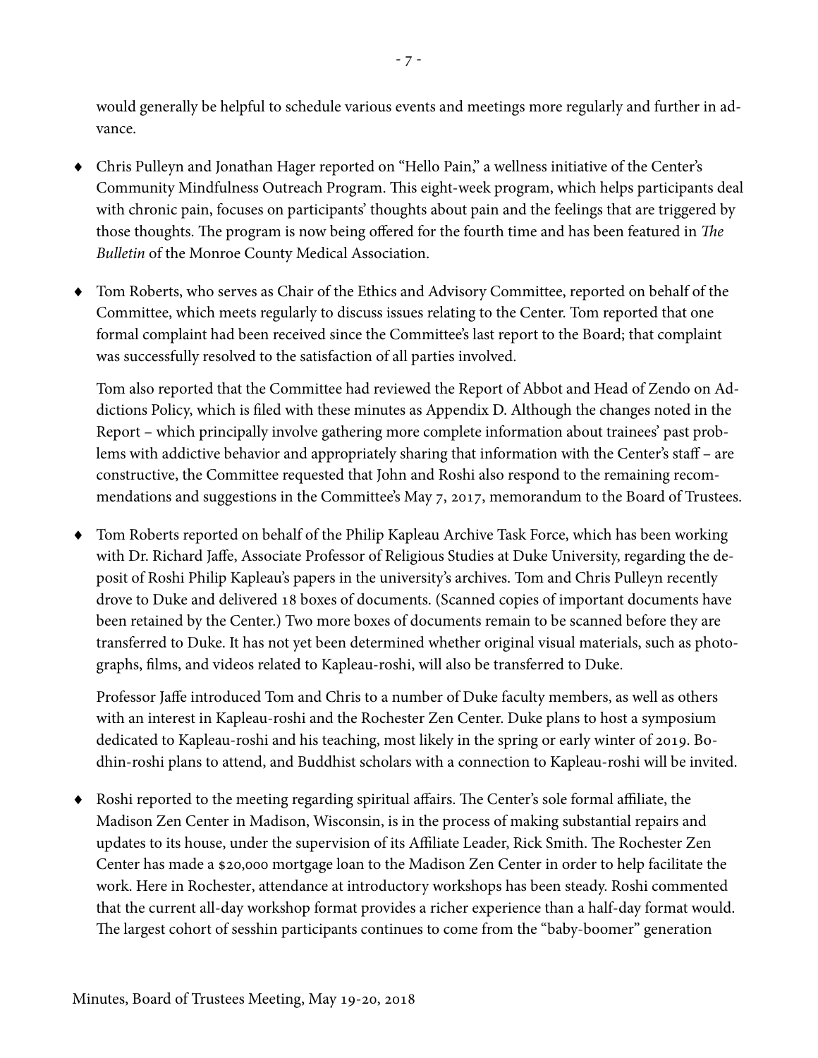would generally be helpful to schedule various events and meetings more regularly and further in advance.

- Chris Pulleyn and Jonathan Hager reported on "Hello Pain," a wellness initiative of the Center's Community Mindfulness Outreach Program. This eight-week program, which helps participants deal with chronic pain, focuses on participants' thoughts about pain and the feelings that are triggered by those thoughts. The program is now being offered for the fourth time and has been featured in *The Bulletin* of the Monroe County Medical Association.

- Tom Roberts, who serves as Chair of the Ethics and Advisory Committee, reported on behalf of the Committee, which meets regularly to discuss issues relating to the Center. Tom reported that one formal complaint had been received since the Committee's last report to the Board; that complaint was successfully resolved to the satisfaction of all parties involved.

  Tom also reported that the Committee had reviewed the Report of Abbot and Head of Zendo on Addictions Policy, which is filed with these minutes as Appendix D. Although the changes noted in the Report – which principally involve gathering more complete information about trainees' past problems with addictive behavior and appropriately sharing that information with the Center's staff – are constructive, the Committee requested that John and Roshi also respond to the remaining recommendations and suggestions in the Committee's May 7, 2017, memorandum to the Board of Trustees.

- Tom Roberts reported on behalf of the Philip Kapleau Archive Task Force, which has been working with Dr. Richard Jaffe, Associate Professor of Religious Studies at Duke University, regarding the deposit of Roshi Philip Kapleau's papers in the university's archives. Tom and Chris Pulleyn recently drove to Duke and delivered 18 boxes of documents. (Scanned copies of important documents have been retained by the Center.) Two more boxes of documents remain to be scanned before they are transferred to Duke. It has not yet been determined whether original visual materials, such as photographs, films, and videos related to Kapleau-roshi, will also be transferred to Duke.

  Professor Jaffe introduced Tom and Chris to a number of Duke faculty members, as well as others with an interest in Kapleau-roshi and the Rochester Zen Center. Duke plans to host a symposium dedicated to Kapleau-roshi and his teaching, most likely in the spring or early winter of 2019. Bodhin-roshi plans to attend, and Buddhist scholars with a connection to Kapleau-roshi will be invited.

- Roshi reported to the meeting regarding spiritual affairs. The Center's sole formal affiliate, the Madison Zen Center in Madison, Wisconsin, is in the process of making substantial repairs and updates to its house, under the supervision of its Affiliate Leader, Rick Smith. The Rochester Zen Center has made a $20,000 mortgage loan to the Madison Zen Center in order to help facilitate the work. Here in Rochester, attendance at introductory workshops has been steady. Roshi commented that the current all-day workshop format provides a richer experience than a half-day format would. The largest cohort of sesshin participants continues to come from the "baby-boomer" generation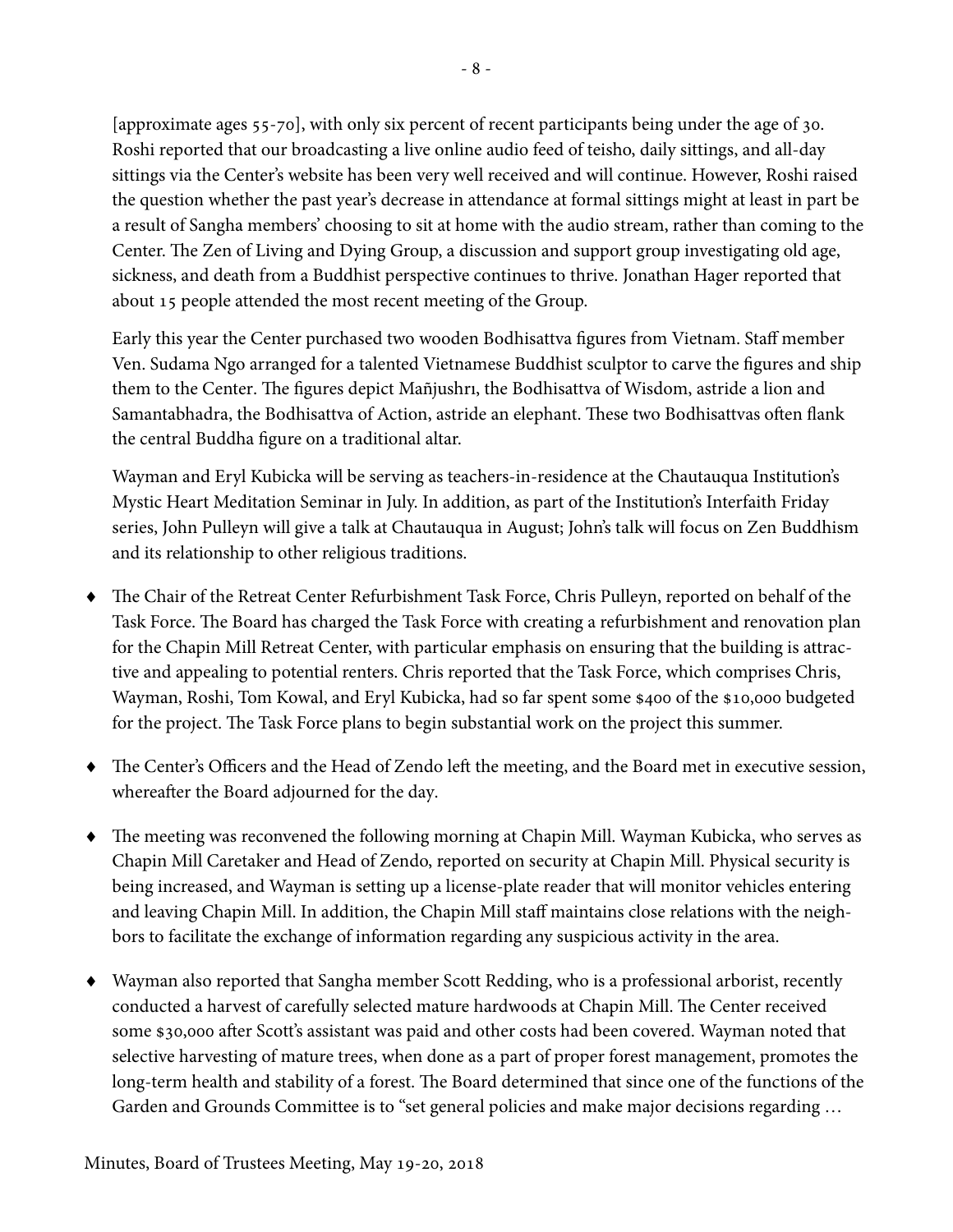[approximate ages 55-70], with only six percent of recent participants being under the age of 30. Roshi reported that our broadcasting a live online audio feed of teisho, daily sittings, and all-day sittings via the Center's website has been very well received and will continue. However, Roshi raised the question whether the past year's decrease in attendance at formal sittings might at least in part be a result of Sangha members' choosing to sit at home with the audio stream, rather than coming to the Center. The Zen of Living and Dying Group, a discussion and support group investigating old age, sickness, and death from a Buddhist perspective continues to thrive. Jonathan Hager reported that about 15 people attended the most recent meeting of the Group.

Early this year the Center purchased two wooden Bodhisattva figures from Vietnam. Staff member Ven. Sudama Ngo arranged for a talented Vietnamese Buddhist sculptor to carve the figures and ship them to the Center. The figures depict Mañjushrı, the Bodhisattva of Wisdom, astride a lion and Samantabhadra, the Bodhisattva of Action, astride an elephant. These two Bodhisattvas often flank the central Buddha figure on a traditional altar.

Wayman and Eryl Kubicka will be serving as teachers-in-residence at the Chautauqua Institution's Mystic Heart Meditation Seminar in July. In addition, as part of the Institution's Interfaith Friday series, John Pulleyn will give a talk at Chautauqua in August; John's talk will focus on Zen Buddhism and its relationship to other religious traditions.

- The Chair of the Retreat Center Refurbishment Task Force, Chris Pulleyn, reported on behalf of the Task Force. The Board has charged the Task Force with creating a refurbishment and renovation plan for the Chapin Mill Retreat Center, with particular emphasis on ensuring that the building is attractive and appealing to potential renters. Chris reported that the Task Force, which comprises Chris, Wayman, Roshi, Tom Kowal, and Eryl Kubicka, had so far spent some $400 of the $10,000 budgeted for the project. The Task Force plans to begin substantial work on the project this summer.

- The Center's Officers and the Head of Zendo left the meeting, and the Board met in executive session, whereafter the Board adjourned for the day.

- The meeting was reconvened the following morning at Chapin Mill. Wayman Kubicka, who serves as Chapin Mill Caretaker and Head of Zendo, reported on security at Chapin Mill. Physical security is being increased, and Wayman is setting up a license-plate reader that will monitor vehicles entering and leaving Chapin Mill. In addition, the Chapin Mill staff maintains close relations with the neighbors to facilitate the exchange of information regarding any suspicious activity in the area.

- Wayman also reported that Sangha member Scott Redding, who is a professional arborist, recently conducted a harvest of carefully selected mature hardwoods at Chapin Mill. The Center received some $30,000 after Scott's assistant was paid and other costs had been covered. Wayman noted that selective harvesting of mature trees, when done as a part of proper forest management, promotes the long-term health and stability of a forest. The Board determined that since one of the functions of the Garden and Grounds Committee is to "set general policies and make major decisions regarding …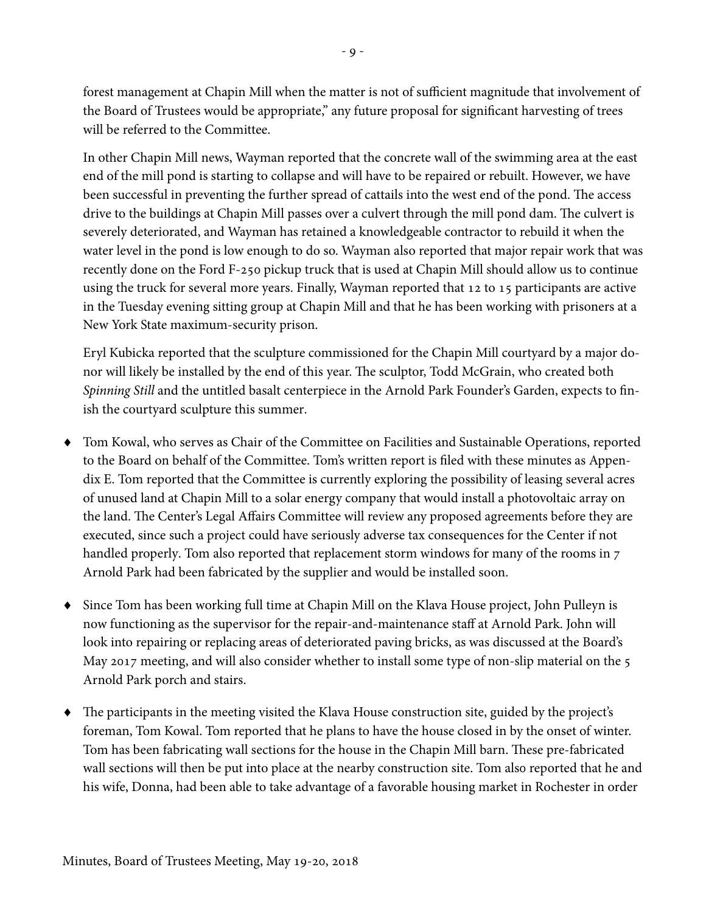forest management at Chapin Mill when the matter is not of sufficient magnitude that involvement of the Board of Trustees would be appropriate," any future proposal for significant harvesting of trees will be referred to the Committee.

In other Chapin Mill news, Wayman reported that the concrete wall of the swimming area at the east end of the mill pond is starting to collapse and will have to be repaired or rebuilt. However, we have been successful in preventing the further spread of cattails into the west end of the pond. The access drive to the buildings at Chapin Mill passes over a culvert through the mill pond dam. The culvert is severely deteriorated, and Wayman has retained a knowledgeable contractor to rebuild it when the water level in the pond is low enough to do so. Wayman also reported that major repair work that was recently done on the Ford F-250 pickup truck that is used at Chapin Mill should allow us to continue using the truck for several more years. Finally, Wayman reported that 12 to 15 participants are active in the Tuesday evening sitting group at Chapin Mill and that he has been working with prisoners at a New York State maximum-security prison.

Eryl Kubicka reported that the sculpture commissioned for the Chapin Mill courtyard by a major donor will likely be installed by the end of this year. The sculptor, Todd McGrain, who created both *Spinning Still* and the untitled basalt centerpiece in the Arnold Park Founder's Garden, expects to finish the courtyard sculpture this summer.

- Tom Kowal, who serves as Chair of the Committee on Facilities and Sustainable Operations, reported to the Board on behalf of the Committee. Tom's written report is filed with these minutes as Appendix E. Tom reported that the Committee is currently exploring the possibility of leasing several acres of unused land at Chapin Mill to a solar energy company that would install a photovoltaic array on the land. The Center's Legal Affairs Committee will review any proposed agreements before they are executed, since such a project could have seriously adverse tax consequences for the Center if not handled properly. Tom also reported that replacement storm windows for many of the rooms in 7 Arnold Park had been fabricated by the supplier and would be installed soon.

- Since Tom has been working full time at Chapin Mill on the Klava House project, John Pulleyn is now functioning as the supervisor for the repair-and-maintenance staff at Arnold Park. John will look into repairing or replacing areas of deteriorated paving bricks, as was discussed at the Board's May 2017 meeting, and will also consider whether to install some type of non-slip material on the 5 Arnold Park porch and stairs.

- The participants in the meeting visited the Klava House construction site, guided by the project's foreman, Tom Kowal. Tom reported that he plans to have the house closed in by the onset of winter. Tom has been fabricating wall sections for the house in the Chapin Mill barn. These pre-fabricated wall sections will then be put into place at the nearby construction site. Tom also reported that he and his wife, Donna, had been able to take advantage of a favorable housing market in Rochester in order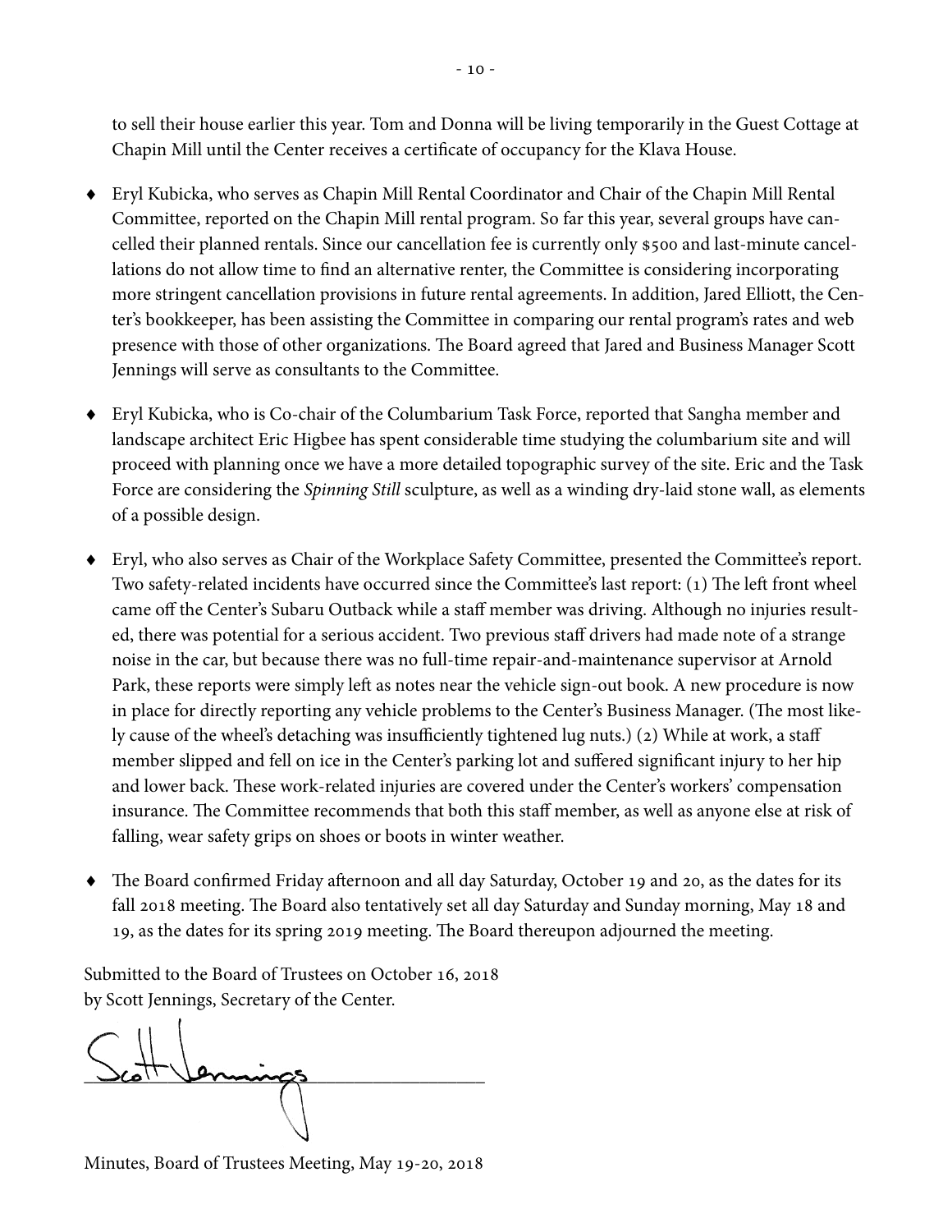to sell their house earlier this year. Tom and Donna will be living temporarily in the Guest Cottage at Chapin Mill until the Center receives a certificate of occupancy for the Klava House.

- Eryl Kubicka, who serves as Chapin Mill Rental Coordinator and Chair of the Chapin Mill Rental Committee, reported on the Chapin Mill rental program. So far this year, several groups have cancelled their planned rentals. Since our cancellation fee is currently only $500 and last-minute cancellations do not allow time to find an alternative renter, the Committee is considering incorporating more stringent cancellation provisions in future rental agreements. In addition, Jared Elliott, the Center's bookkeeper, has been assisting the Committee in comparing our rental program's rates and web presence with those of other organizations. The Board agreed that Jared and Business Manager Scott Jennings will serve as consultants to the Committee.

- Eryl Kubicka, who is Co-chair of the Columbarium Task Force, reported that Sangha member and landscape architect Eric Higbee has spent considerable time studying the columbarium site and will proceed with planning once we have a more detailed topographic survey of the site. Eric and the Task Force are considering the *Spinning Still* sculpture, as well as a winding dry-laid stone wall, as elements of a possible design.

- Eryl, who also serves as Chair of the Workplace Safety Committee, presented the Committee's report. Two safety-related incidents have occurred since the Committee's last report: (1) The left front wheel came off the Center's Subaru Outback while a staff member was driving. Although no injuries resulted, there was potential for a serious accident. Two previous staff drivers had made note of a strange noise in the car, but because there was no full-time repair-and-maintenance supervisor at Arnold Park, these reports were simply left as notes near the vehicle sign-out book. A new procedure is now in place for directly reporting any vehicle problems to the Center's Business Manager. (The most likely cause of the wheel's detaching was insufficiently tightened lug nuts.) (2) While at work, a staff member slipped and fell on ice in the Center's parking lot and suffered significant injury to her hip and lower back. These work-related injuries are covered under the Center's workers' compensation insurance. The Committee recommends that both this staff member, as well as anyone else at risk of falling, wear safety grips on shoes or boots in winter weather.

- The Board confirmed Friday afternoon and all day Saturday, October 19 and 20, as the dates for its fall 2018 meeting. The Board also tentatively set all day Saturday and Sunday morning, May 18 and 19, as the dates for its spring 2019 meeting. The Board thereupon adjourned the meeting.

Submitted to the Board of Trustees on October 16, 2018
by Scott Jennings, Secretary of the Center.

Scott Jennings

Minutes, Board of Trustees Meeting, May 19-20, 2018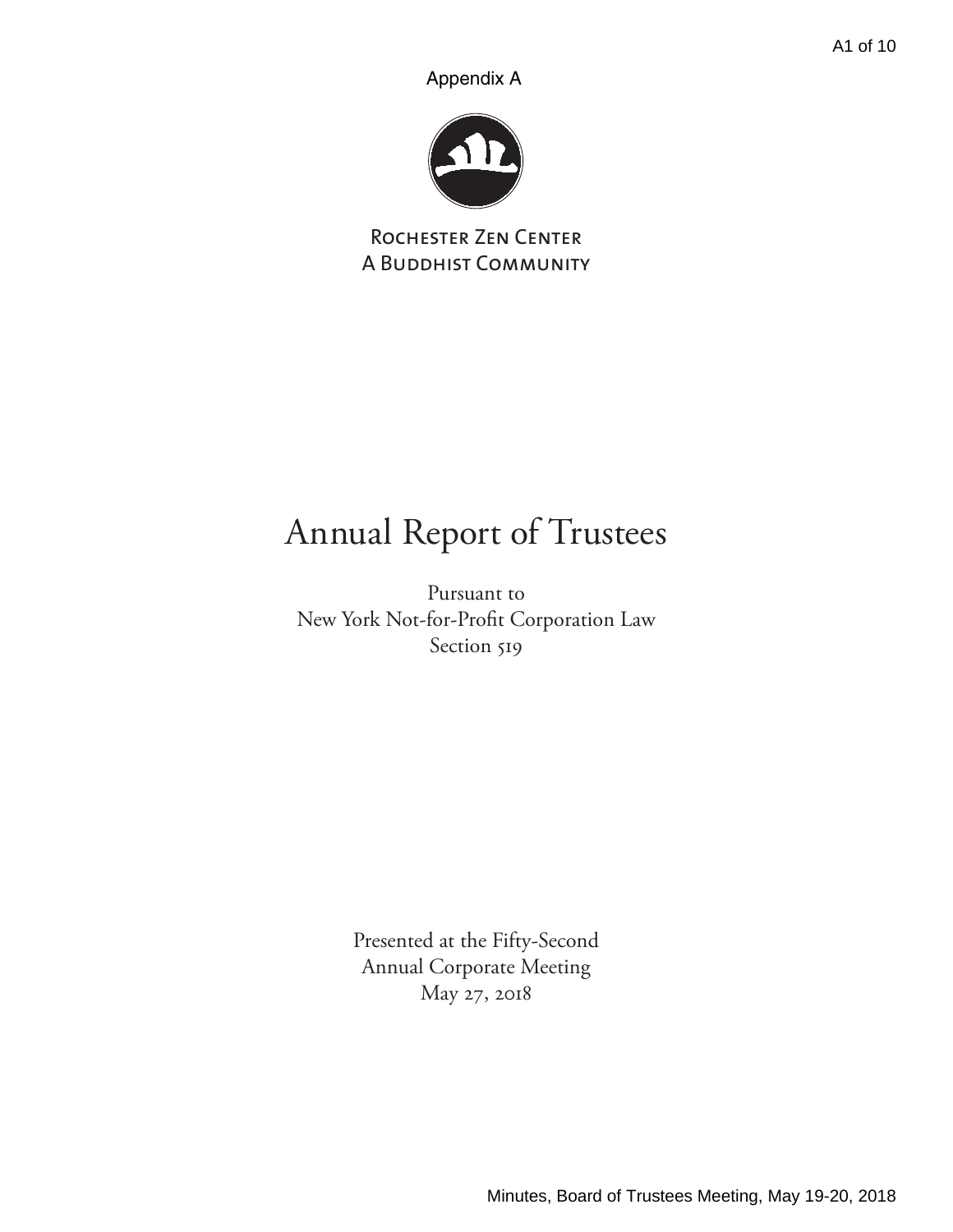Appendix A

Rochester Zen Center
A Buddhist Community

# Annual Report of Trustees

Pursuant to
New York Not-for-Profit Corporation Law
Section 519

Presented at the Fifty-Second
Annual Corporate Meeting
May 27, 2018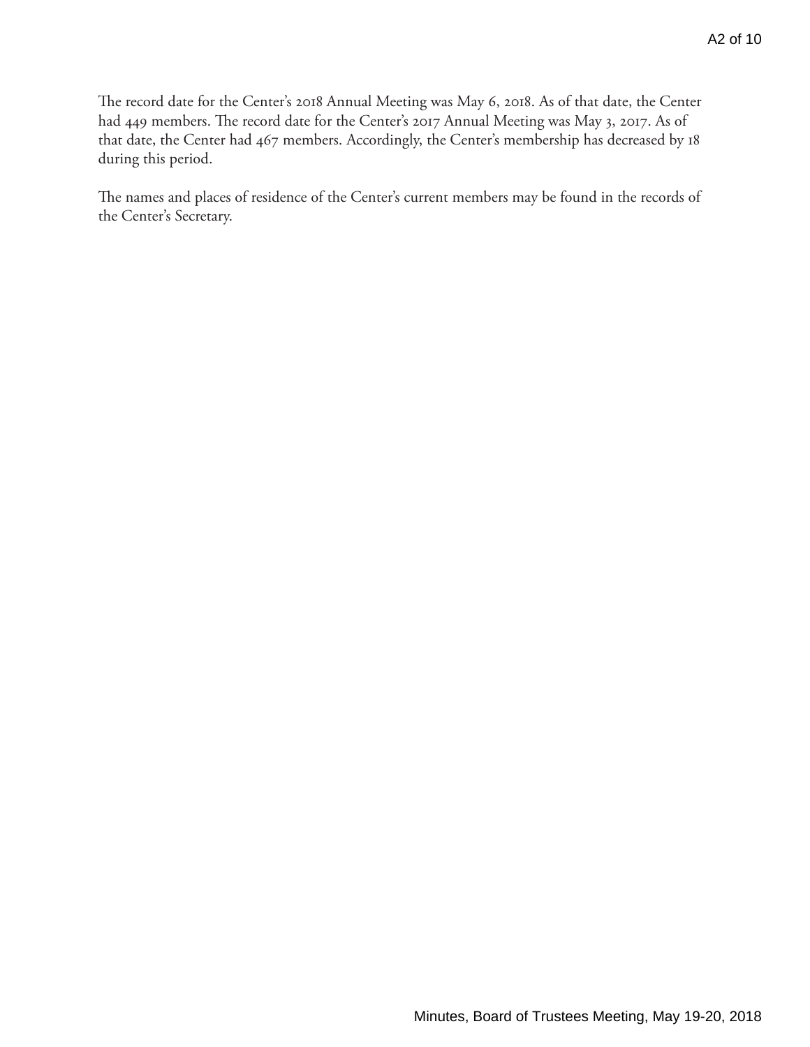The record date for the Center's 2018 Annual Meeting was May 6, 2018. As of that date, the Center had 449 members. The record date for the Center's 2017 Annual Meeting was May 3, 2017. As of that date, the Center had 467 members. Accordingly, the Center's membership has decreased by 18 during this period.

The names and places of residence of the Center's current members may be found in the records of the Center's Secretary.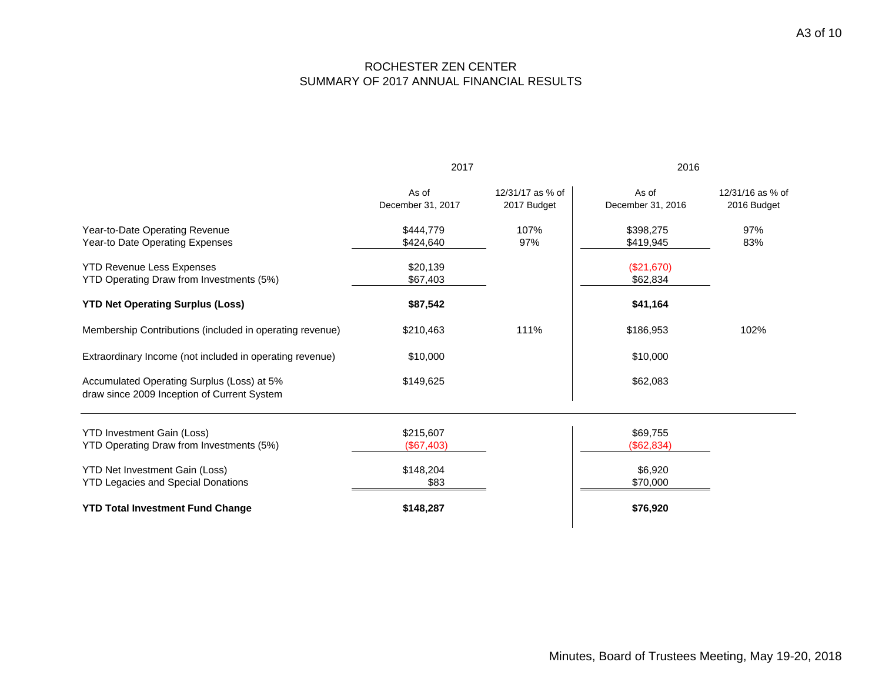# ROCHESTER ZEN CENTER
## SUMMARY OF 2017 ANNUAL FINANCIAL RESULTS

| | 2017 | | 2016 | |
|---|---|---|---|---|
| | As of December 31, 2017 | 12/31/17 as % of 2017 Budget | As of December 31, 2016 | 12/31/16 as % of 2016 Budget |
| Year-to-Date Operating Revenue | $444,779 | 107% | $398,275 | 97% |
| Year-to Date Operating Expenses | $424,640 | 97% | $419,945 | 83% |
| YTD Revenue Less Expenses | $20,139 | | ($21,670) | |
| YTD Operating Draw from Investments (5%) | $67,403 | | $62,834 | |
| **YTD Net Operating Surplus (Loss)** | **$87,542** | | **$41,164** | |
| Membership Contributions (included in operating revenue) | $210,463 | 111% | $186,953 | 102% |
| Extraordinary Income (not included in operating revenue) | $10,000 | | $10,000 | |
| Accumulated Operating Surplus (Loss) at 5% draw since 2009 Inception of Current System | $149,625 | | $62,083 | |
| YTD Investment Gain (Loss) | $215,607 | | $69,755 | |
| YTD Operating Draw from Investments (5%) | ($67,403) | | ($62,834) | |
| YTD Net Investment Gain (Loss) | $148,204 | | $6,920 | |
| YTD Legacies and Special Donations | $83 | | $70,000 | |
| **YTD Total Investment Fund Change** | **$148,287** | | **$76,920** | |

Minutes, Board of Trustees Meeting, May 19-20, 2018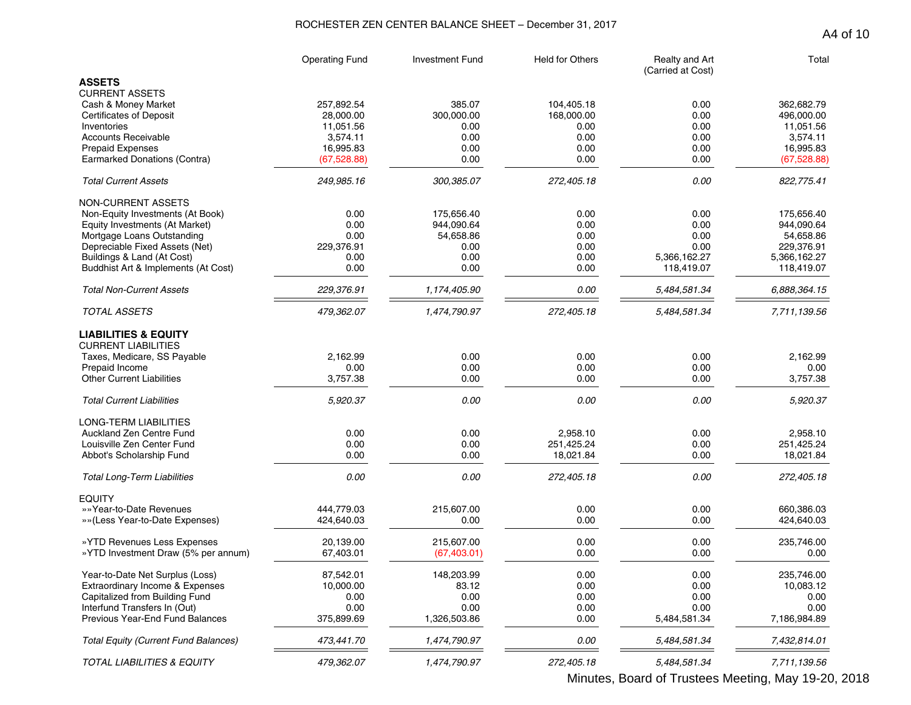# ROCHESTER ZEN CENTER BALANCE SHEET – December 31, 2017

| | Operating Fund | Investment Fund | Held for Others | Realty and Art (Carried at Cost) | Total |
|---|---|---|---|---|---|
| **ASSETS** | | | | | |
| CURRENT ASSETS | | | | | |
| Cash & Money Market | 257,892.54 | 385.07 | 104,405.18 | 0.00 | 362,682.79 |
| Certificates of Deposit | 28,000.00 | 300,000.00 | 168,000.00 | 0.00 | 496,000.00 |
| Inventories | 11,051.56 | 0.00 | 0.00 | 0.00 | 11,051.56 |
| Accounts Receivable | 3,574.11 | 0.00 | 0.00 | 0.00 | 3,574.11 |
| Prepaid Expenses | 16,995.83 | 0.00 | 0.00 | 0.00 | 16,995.83 |
| Earmarked Donations (Contra) | (67,528.88) | 0.00 | 0.00 | 0.00 | (67,528.88) |
| *Total Current Assets* | *249,985.16* | *300,385.07* | *272,405.18* | *0.00* | *822,775.41* |
| NON-CURRENT ASSETS | | | | | |
| Non-Equity Investments (At Book) | 0.00 | 175,656.40 | 0.00 | 0.00 | 175,656.40 |
| Equity Investments (At Market) | 0.00 | 944,090.64 | 0.00 | 0.00 | 944,090.64 |
| Mortgage Loans Outstanding | 0.00 | 54,658.86 | 0.00 | 0.00 | 54,658.86 |
| Depreciable Fixed Assets (Net) | 229,376.91 | 0.00 | 0.00 | 0.00 | 229,376.91 |
| Buildings & Land (At Cost) | 0.00 | 0.00 | 0.00 | 5,366,162.27 | 5,366,162.27 |
| Buddhist Art & Implements (At Cost) | 0.00 | 0.00 | 0.00 | 118,419.07 | 118,419.07 |
| *Total Non-Current Assets* | *229,376.91* | *1,174,405.90* | *0.00* | *5,484,581.34* | *6,888,364.15* |
| *TOTAL ASSETS* | *479,362.07* | *1,474,790.97* | *272,405.18* | *5,484,581.34* | *7,711,139.56* |
| **LIABILITIES & EQUITY** | | | | | |
| CURRENT LIABILITIES | | | | | |
| Taxes, Medicare, SS Payable | 2,162.99 | 0.00 | 0.00 | 0.00 | 2,162.99 |
| Prepaid Income | 0.00 | 0.00 | 0.00 | 0.00 | 0.00 |
| Other Current Liabilities | 3,757.38 | 0.00 | 0.00 | 0.00 | 3,757.38 |
| *Total Current Liabilities* | *5,920.37* | *0.00* | *0.00* | *0.00* | *5,920.37* |
| LONG-TERM LIABILITIES | | | | | |
| Auckland Zen Centre Fund | 0.00 | 0.00 | 2,958.10 | 0.00 | 2,958.10 |
| Louisville Zen Center Fund | 0.00 | 0.00 | 251,425.24 | 0.00 | 251,425.24 |
| Abbot's Scholarship Fund | 0.00 | 0.00 | 18,021.84 | 0.00 | 18,021.84 |
| *Total Long-Term Liabilities* | *0.00* | *0.00* | *272,405.18* | *0.00* | *272,405.18* |
| EQUITY | | | | | |
| »»Year-to-Date Revenues | 444,779.03 | 215,607.00 | 0.00 | 0.00 | 660,386.03 |
| »»(Less Year-to-Date Expenses) | 424,640.03 | 0.00 | 0.00 | 0.00 | 424,640.03 |
| »YTD Revenues Less Expenses | 20,139.00 | 215,607.00 | 0.00 | 0.00 | 235,746.00 |
| »YTD Investment Draw (5% per annum) | 67,403.01 | (67,403.01) | 0.00 | 0.00 | 0.00 |
| Year-to-Date Net Surplus (Loss) | 87,542.01 | 148,203.99 | 0.00 | 0.00 | 235,746.00 |
| Extraordinary Income & Expenses | 10,000.00 | 83.12 | 0.00 | 0.00 | 10,083.12 |
| Capitalized from Building Fund | 0.00 | 0.00 | 0.00 | 0.00 | 0.00 |
| Interfund Transfers In (Out) | 0.00 | 0.00 | 0.00 | 0.00 | 0.00 |
| Previous Year-End Fund Balances | 375,899.69 | 1,326,503.86 | 0.00 | 5,484,581.34 | 7,186,984.89 |
| *Total Equity (Current Fund Balances)* | *473,441.70* | *1,474,790.97* | *0.00* | *5,484,581.34* | *7,432,814.01* |
| *TOTAL LIABILITIES & EQUITY* | *479,362.07* | *1,474,790.97* | *272,405.18* | *5,484,581.34* | *7,711,139.56* |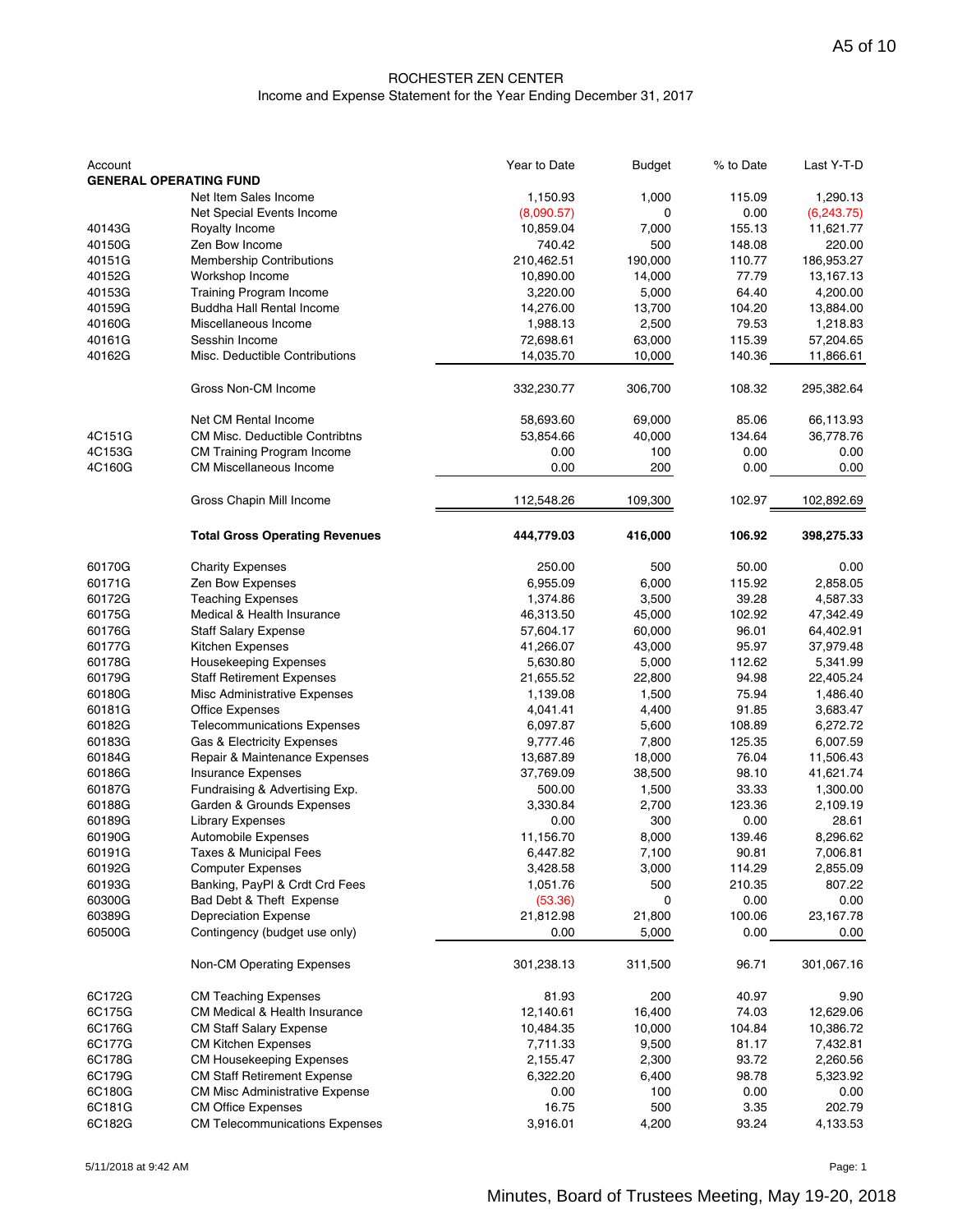ROCHESTER ZEN CENTER

Income and Expense Statement for the Year Ending December 31, 2017

| Account | | Year to Date | Budget | % to Date | Last Y-T-D |
|---|---|---|---|---|---|
| **GENERAL OPERATING FUND** | | | | | |
| | Net Item Sales Income | 1,150.93 | 1,000 | 115.09 | 1,290.13 |
| | Net Special Events Income | (8,090.57) | 0 | 0.00 | (6,243.75) |
| 40143G | Royalty Income | 10,859.04 | 7,000 | 155.13 | 11,621.77 |
| 40150G | Zen Bow Income | 740.42 | 500 | 148.08 | 220.00 |
| 40151G | Membership Contributions | 210,462.51 | 190,000 | 110.77 | 186,953.27 |
| 40152G | Workshop Income | 10,890.00 | 14,000 | 77.79 | 13,167.13 |
| 40153G | Training Program Income | 3,220.00 | 5,000 | 64.40 | 4,200.00 |
| 40159G | Buddha Hall Rental Income | 14,276.00 | 13,700 | 104.20 | 13,884.00 |
| 40160G | Miscellaneous Income | 1,988.13 | 2,500 | 79.53 | 1,218.83 |
| 40161G | Sesshin Income | 72,698.61 | 63,000 | 115.39 | 57,204.65 |
| 40162G | Misc. Deductible Contributions | 14,035.70 | 10,000 | 140.36 | 11,866.61 |
| | Gross Non-CM Income | 332,230.77 | 306,700 | 108.32 | 295,382.64 |
| | Net CM Rental Income | 58,693.60 | 69,000 | 85.06 | 66,113.93 |
| 4C151G | CM Misc. Deductible Contribtns | 53,854.66 | 40,000 | 134.64 | 36,778.76 |
| 4C153G | CM Training Program Income | 0.00 | 100 | 0.00 | 0.00 |
| 4C160G | CM Miscellaneous Income | 0.00 | 200 | 0.00 | 0.00 |
| | Gross Chapin Mill Income | 112,548.26 | 109,300 | 102.97 | 102,892.69 |
| | **Total Gross Operating Revenues** | **444,779.03** | **416,000** | **106.92** | **398,275.33** |
| 60170G | Charity Expenses | 250.00 | 500 | 50.00 | 0.00 |
| 60171G | Zen Bow Expenses | 6,955.09 | 6,000 | 115.92 | 2,858.05 |
| 60172G | Teaching Expenses | 1,374.86 | 3,500 | 39.28 | 4,587.33 |
| 60175G | Medical & Health Insurance | 46,313.50 | 45,000 | 102.92 | 47,342.49 |
| 60176G | Staff Salary Expense | 57,604.17 | 60,000 | 96.01 | 64,402.91 |
| 60177G | Kitchen Expenses | 41,266.07 | 43,000 | 95.97 | 37,979.48 |
| 60178G | Housekeeping Expenses | 5,630.80 | 5,000 | 112.62 | 5,341.99 |
| 60179G | Staff Retirement Expenses | 21,655.52 | 22,800 | 94.98 | 22,405.24 |
| 60180G | Misc Administrative Expenses | 1,139.08 | 1,500 | 75.94 | 1,486.40 |
| 60181G | Office Expenses | 4,041.41 | 4,400 | 91.85 | 3,683.47 |
| 60182G | Telecommunications Expenses | 6,097.87 | 5,600 | 108.89 | 6,272.72 |
| 60183G | Gas & Electricity Expenses | 9,777.46 | 7,800 | 125.35 | 6,007.59 |
| 60184G | Repair & Maintenance Expenses | 13,687.89 | 18,000 | 76.04 | 11,506.43 |
| 60186G | Insurance Expenses | 37,769.09 | 38,500 | 98.10 | 41,621.74 |
| 60187G | Fundraising & Advertising Exp. | 500.00 | 1,500 | 33.33 | 1,300.00 |
| 60188G | Garden & Grounds Expenses | 3,330.84 | 2,700 | 123.36 | 2,109.19 |
| 60189G | Library Expenses | 0.00 | 300 | 0.00 | 28.61 |
| 60190G | Automobile Expenses | 11,156.70 | 8,000 | 139.46 | 8,296.62 |
| 60191G | Taxes & Municipal Fees | 6,447.82 | 7,100 | 90.81 | 7,006.81 |
| 60192G | Computer Expenses | 3,428.58 | 3,000 | 114.29 | 2,855.09 |
| 60193G | Banking, PayPl & Crdt Crd Fees | 1,051.76 | 500 | 210.35 | 807.22 |
| 60300G | Bad Debt & Theft Expense | (53.36) | 0 | 0.00 | 0.00 |
| 60389G | Depreciation Expense | 21,812.98 | 21,800 | 100.06 | 23,167.78 |
| 60500G | Contingency (budget use only) | 0.00 | 5,000 | 0.00 | 0.00 |
| | Non-CM Operating Expenses | 301,238.13 | 311,500 | 96.71 | 301,067.16 |
| 6C172G | CM Teaching Expenses | 81.93 | 200 | 40.97 | 9.90 |
| 6C175G | CM Medical & Health Insurance | 12,140.61 | 16,400 | 74.03 | 12,629.06 |
| 6C176G | CM Staff Salary Expense | 10,484.35 | 10,000 | 104.84 | 10,386.72 |
| 6C177G | CM Kitchen Expenses | 7,711.33 | 9,500 | 81.17 | 7,432.81 |
| 6C178G | CM Housekeeping Expenses | 2,155.47 | 2,300 | 93.72 | 2,260.56 |
| 6C179G | CM Staff Retirement Expense | 6,322.20 | 6,400 | 98.78 | 5,323.92 |
| 6C180G | CM Misc Administrative Expense | 0.00 | 100 | 0.00 | 0.00 |
| 6C181G | CM Office Expenses | 16.75 | 500 | 3.35 | 202.79 |
| 6C182G | CM Telecommunications Expenses | 3,916.01 | 4,200 | 93.24 | 4,133.53 |

5/11/2018 at 9:42 AM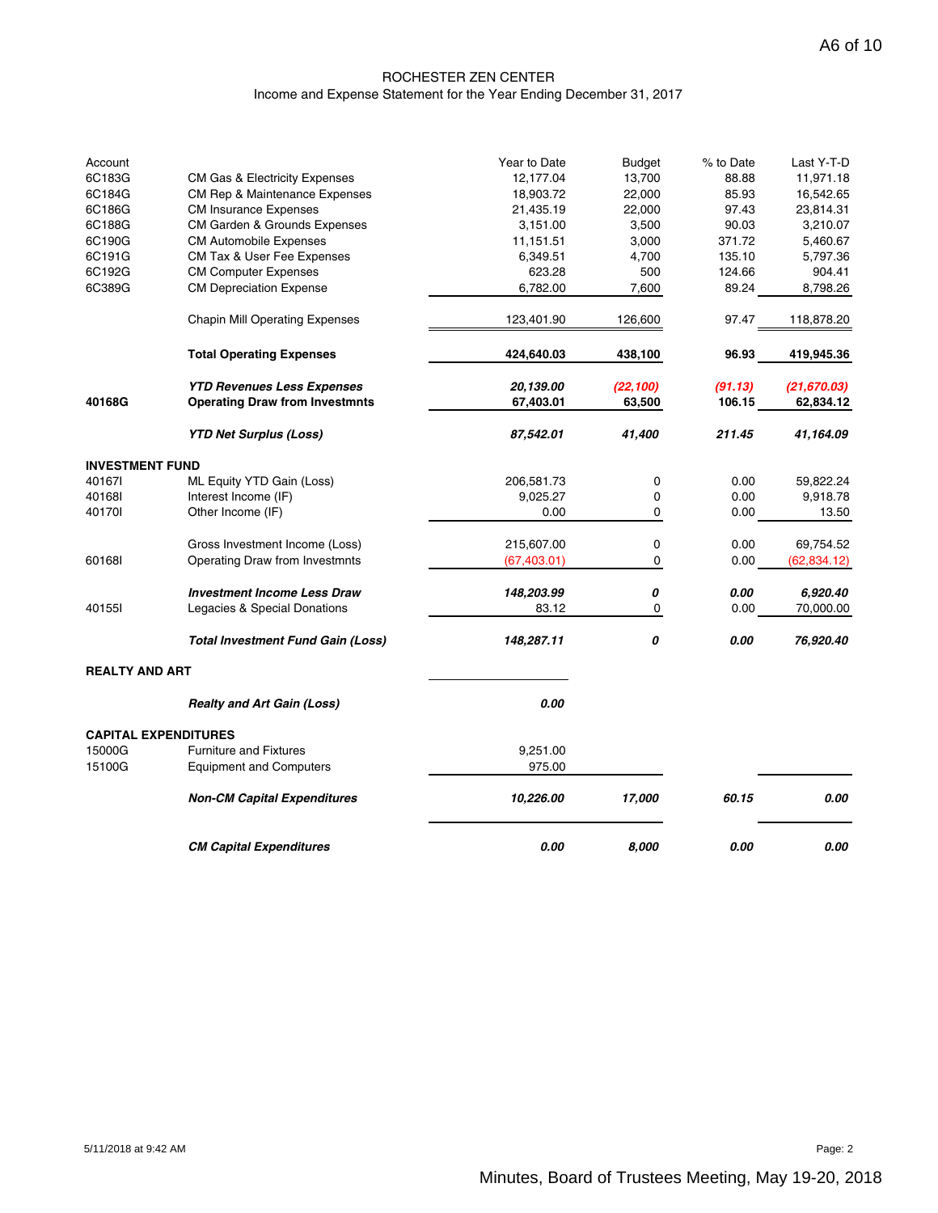ROCHESTER ZEN CENTER
Income and Expense Statement for the Year Ending December 31, 2017

| Account | | Year to Date | Budget | % to Date | Last Y-T-D |
|---|---|---|---|---|---|
| 6C183G | CM Gas & Electricity Expenses | 12,177.04 | 13,700 | 88.88 | 11,971.18 |
| 6C184G | CM Rep & Maintenance Expenses | 18,903.72 | 22,000 | 85.93 | 16,542.65 |
| 6C186G | CM Insurance Expenses | 21,435.19 | 22,000 | 97.43 | 23,814.31 |
| 6C188G | CM Garden & Grounds Expenses | 3,151.00 | 3,500 | 90.03 | 3,210.07 |
| 6C190G | CM Automobile Expenses | 11,151.51 | 3,000 | 371.72 | 5,460.67 |
| 6C191G | CM Tax & User Fee Expenses | 6,349.51 | 4,700 | 135.10 | 5,797.36 |
| 6C192G | CM Computer Expenses | 623.28 | 500 | 124.66 | 904.41 |
| 6C389G | CM Depreciation Expense | 6,782.00 | 7,600 | 89.24 | 8,798.26 |
| | Chapin Mill Operating Expenses | 123,401.90 | 126,600 | 97.47 | 118,878.20 |
| | **Total Operating Expenses** | **424,640.03** | **438,100** | **96.93** | **419,945.36** |
| | ***YTD Revenues Less Expenses*** | ***20,139.00*** | ***(22,100)*** | ***(91.13)*** | ***(21,670.03)*** |
| **40168G** | **Operating Draw from Investmnts** | **67,403.01** | **63,500** | **106.15** | **62,834.12** |
| | ***YTD Net Surplus (Loss)*** | ***87,542.01*** | ***41,400*** | ***211.45*** | ***41,164.09*** |
| **INVESTMENT FUND** | | | | | |
| 40167I | ML Equity YTD Gain (Loss) | 206,581.73 | 0 | 0.00 | 59,822.24 |
| 40168I | Interest Income (IF) | 9,025.27 | 0 | 0.00 | 9,918.78 |
| 40170I | Other Income (IF) | 0.00 | 0 | 0.00 | 13.50 |
| | Gross Investment Income (Loss) | 215,607.00 | 0 | 0.00 | 69,754.52 |
| 60168I | Operating Draw from Investmnts | (67,403.01) | 0 | 0.00 | (62,834.12) |
| | ***Investment Income Less Draw*** | ***148,203.99*** | ***0*** | ***0.00*** | ***6,920.40*** |
| 40155I | Legacies & Special Donations | 83.12 | 0 | 0.00 | 70,000.00 |
| | ***Total Investment Fund Gain (Loss)*** | ***148,287.11*** | ***0*** | ***0.00*** | ***76,920.40*** |
| **REALTY AND ART** | | | | | |
| | ***Realty and Art Gain (Loss)*** | ***0.00*** | | | |
| **CAPITAL EXPENDITURES** | | | | | |
| 15000G | Furniture and Fixtures | 9,251.00 | | | |
| 15100G | Equipment and Computers | 975.00 | | | |
| | ***Non-CM Capital Expenditures*** | ***10,226.00*** | ***17,000*** | ***60.15*** | ***0.00*** |
| | ***CM Capital Expenditures*** | ***0.00*** | ***8,000*** | ***0.00*** | ***0.00*** |

5/11/2018 at 9:42 AM

Minutes, Board of Trustees Meeting, May 19-20, 2018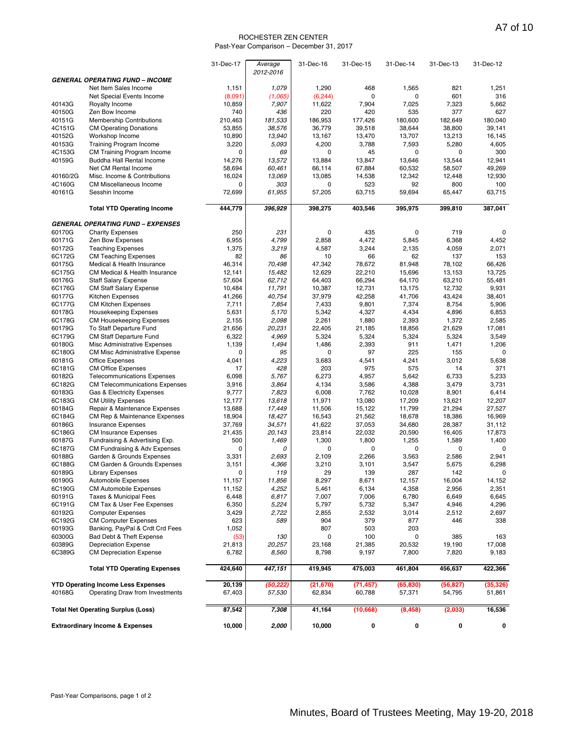# ROCHESTER ZEN CENTER

Past-Year Comparison – December 31, 2017

| | | 31-Dec-17 | *Average 2012-2016* | 31-Dec-16 | 31-Dec-15 | 31-Dec-14 | 31-Dec-13 | 31-Dec-12 |
|---|---|---|---|---|---|---|---|---|
| ***GENERAL OPERATING FUND – INCOME*** | | | | | | | | |
| | Net Item Sales Income | 1,151 | *1,079* | 1,290 | 468 | 1,565 | 821 | 1,251 |
| | Net Special Events Income | (8,091) | *(1,065)* | (6,244) | 0 | 0 | 601 | 316 |
| 40143G | Royalty Income | 10,859 | *7,907* | 11,622 | 7,904 | 7,025 | 7,323 | 5,662 |
| 40150G | Zen Bow Income | 740 | *436* | 220 | 420 | 535 | 377 | 627 |
| 40151G | Membership Contributions | 210,463 | *181,533* | 186,953 | 177,426 | 180,600 | 182,649 | 180,040 |
| 4C151G | CM Operating Donations | 53,855 | *38,576* | 36,779 | 39,518 | 38,644 | 38,800 | 39,141 |
| 40152G | Workshop Income | 10,890 | *13,940* | 13,167 | 13,470 | 13,707 | 13,213 | 16,145 |
| 40153G | Training Program Income | 3,220 | *5,093* | 4,200 | 3,788 | 7,593 | 5,280 | 4,605 |
| 4C153G | CM Training Program Income | 0 | *69* | 0 | 45 | 0 | 0 | 300 |
| 40159G | Buddha Hall Rental Income | 14,276 | *13,572* | 13,884 | 13,847 | 13,646 | 13,544 | 12,941 |
| | Net CM Rental Income | 58,694 | *60,461* | 66,114 | 67,884 | 60,532 | 58,507 | 49,269 |
| 40160/2G | Misc. Income & Contributions | 16,024 | *13,069* | 13,085 | 14,538 | 12,342 | 12,448 | 12,930 |
| 4C160G | CM Miscellaneous Income | 0 | *303* | 0 | 523 | 92 | 800 | 100 |
| 40161G | Sesshin Income | 72,699 | *61,955* | 57,205 | 63,715 | 59,694 | 65,447 | 63,715 |
| | **Total YTD Operating Income** | **444,779** | ***396,929*** | **398,275** | **403,546** | **395,975** | **399,810** | **387,041** |
| ***GENERAL OPERATING FUND – EXPENSES*** | | | | | | | | |
| 60170G | Charity Expenses | 250 | *231* | 0 | 435 | 0 | 719 | 0 |
| 60171G | Zen Bow Expenses | 6,955 | *4,799* | 2,858 | 4,472 | 5,845 | 6,368 | 4,452 |
| 60172G | Teaching Expenses | 1,375 | *3,219* | 4,587 | 3,244 | 2,135 | 4,059 | 2,071 |
| 6C172G | CM Teaching Expenses | 82 | *86* | 10 | 66 | 62 | 137 | 153 |
| 60175G | Medical & Health Insurance | 46,314 | *70,498* | 47,342 | 78,672 | 81,948 | 78,102 | 66,426 |
| 6C175G | CM Medical & Health Insurance | 12,141 | *15,482* | 12,629 | 22,210 | 15,696 | 13,153 | 13,725 |
| 60176G | Staff Salary Expense | 57,604 | *62,712* | 64,403 | 66,294 | 64,170 | 63,210 | 55,481 |
| 6C176G | CM Staff Salary Expense | 10,484 | *11,791* | 10,387 | 12,731 | 13,175 | 12,732 | 9,931 |
| 60177G | Kitchen Expenses | 41,266 | *40,754* | 37,979 | 42,258 | 41,706 | 43,424 | 38,401 |
| 6C177G | CM Kitchen Expenses | 7,711 | *7,854* | 7,433 | 9,801 | 7,374 | 8,754 | 5,906 |
| 60178G | Housekeeping Expenses | 5,631 | *5,170* | 5,342 | 4,327 | 4,434 | 4,896 | 6,853 |
| 6C178G | CM Housekeeping Expenses | 2,155 | *2,098* | 2,261 | 1,880 | 2,393 | 1,372 | 2,585 |
| 60179G | To Staff Departure Fund | 21,656 | *20,231* | 22,405 | 21,185 | 18,856 | 21,629 | 17,081 |
| 6C179G | CM Staff Departure Fund | 6,322 | *4,969* | 5,324 | 5,324 | 5,324 | 5,324 | 3,549 |
| 60180G | Misc Administrative Expenses | 1,139 | *1,494* | 1,486 | 2,393 | 911 | 1,471 | 1,206 |
| 6C180G | CM Misc Administrative Expense | 0 | *95* | 0 | 97 | 225 | 155 | 0 |
| 60181G | Office Expenses | 4,041 | *4,223* | 3,683 | 4,541 | 4,241 | 3,012 | 5,638 |
| 6C181G | CM Office Expenses | 17 | *428* | 203 | 975 | 575 | 14 | 371 |
| 60182G | Telecommunications Expenses | 6,098 | *5,767* | 6,273 | 4,957 | 5,642 | 6,733 | 5,233 |
| 6C182G | CM Telecommunications Expenses | 3,916 | *3,864* | 4,134 | 3,586 | 4,388 | 3,479 | 3,731 |
| 60183G | Gas & Electricity Expenses | 9,777 | *7,823* | 6,008 | 7,762 | 10,028 | 8,901 | 6,414 |
| 6C183G | CM Utility Expenses | 12,177 | *13,618* | 11,971 | 13,080 | 17,209 | 13,621 | 12,207 |
| 60184G | Repair & Maintenance Expenses | 13,688 | *17,449* | 11,506 | 15,122 | 11,799 | 21,294 | 27,527 |
| 6C184G | CM Rep & Maintenance Expenses | 18,904 | *18,427* | 16,543 | 21,562 | 18,678 | 18,386 | 16,969 |
| 60186G | Insurance Expenses | 37,769 | *34,571* | 41,622 | 37,053 | 34,680 | 28,387 | 31,112 |
| 6C186G | CM Insurance Expenses | 21,435 | *20,143* | 23,814 | 22,032 | 20,590 | 16,405 | 17,873 |
| 60187G | Fundraising & Advertising Exp. | 500 | *1,469* | 1,300 | 1,800 | 1,255 | 1,589 | 1,400 |
| 6C187G | CM Fundraising & Adv Expenses | 0 | *0* | 0 | 0 | 0 | 0 | 0 |
| 60188G | Garden & Grounds Expenses | 3,331 | *2,693* | 2,109 | 2,266 | 3,563 | 2,586 | 2,941 |
| 6C188G | CM Garden & Grounds Expenses | 3,151 | *4,366* | 3,210 | 3,101 | 3,547 | 5,675 | 6,298 |
| 60189G | Library Expenses | 0 | *119* | 29 | 139 | 287 | 142 | 0 |
| 60190G | Automobile Expenses | 11,157 | *11,856* | 8,297 | 8,671 | 12,157 | 16,004 | 14,152 |
| 6C190G | CM Automobile Expenses | 11,152 | *4,252* | 5,461 | 6,134 | 4,358 | 2,956 | 2,351 |
| 60191G | Taxes & Municipal Fees | 6,448 | *6,817* | 7,007 | 7,006 | 6,780 | 6,649 | 6,645 |
| 6C191G | CM Tax & User Fee Expenses | 6,350 | *5,224* | 5,797 | 5,732 | 5,347 | 4,946 | 4,296 |
| 60192G | Computer Expenses | 3,429 | *2,722* | 2,855 | 2,532 | 3,014 | 2,512 | 2,697 |
| 6C192G | CM Computer Expenses | 623 | *589* | 904 | 379 | 877 | 446 | 338 |
| 60193G | Banking, PayPal & Crdt Crd Fees | 1,052 | | 807 | 503 | 203 | | |
| 60300G | Bad Debt & Theft Expense | (53) | *130* | 0 | 100 | 0 | 385 | 163 |
| 60389G | Depreciation Expense | 21,813 | *20,257* | 23,168 | 21,385 | 20,532 | 19,190 | 17,008 |
| 6C389G | CM Depreciation Expense | 6,782 | *8,560* | 8,798 | 9,197 | 7,800 | 7,820 | 9,183 |
| | **Total YTD Operating Expenses** | **424,640** | ***447,151*** | **419,945** | **475,003** | **461,804** | **456,637** | **422,366** |
| **YTD Operating Income Less Expenses** | | **20,139** | ***(50,222)*** | **(21,670)** | **(71,457)** | **(65,830)** | **(56,827)** | **(35,326)** |
| 40168G | Operating Draw from Investments | 67,403 | *57,530* | 62,834 | 60,788 | 57,371 | 54,795 | 51,861 |
| **Total Net Operating Surplus (Loss)** | | **87,542** | ***7,308*** | **41,164** | **(10,668)** | **(8,458)** | **(2,033)** | **16,536** |
| **Extraordinary Income & Expenses** | | **10,000** | ***2,000*** | **10,000** | **0** | **0** | **0** | **0** |

Past-Year Comparisons, page 1 of 2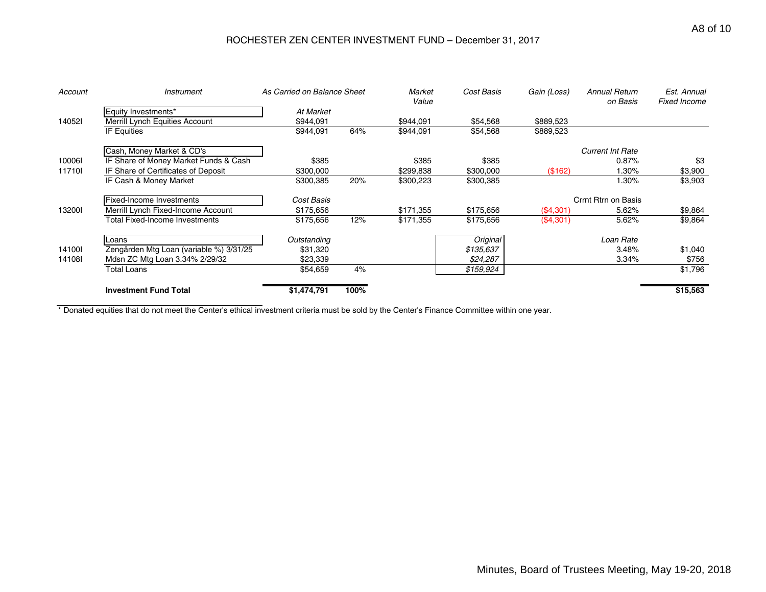# ROCHESTER ZEN CENTER INVESTMENT FUND – December 31, 2017

| Account | Instrument | As Carried on Balance Sheet | | Market Value | Cost Basis | Gain (Loss) | Annual Return on Basis | Est. Annual Fixed Income |
|---|---|---|---|---|---|---|---|---|
| | Equity Investments* | *At Market* | | | | | | |
| 14052I | Merrill Lynch Equities Account | $944,091 | | $944,091 | $54,568 | $889,523 | | |
| | IF Equities | $944,091 | 64% | $944,091 | $54,568 | $889,523 | | |
| | Cash, Money Market & CD's | | | | | | *Current Int Rate* | |
| 10006I | IF Share of Money Market Funds & Cash | $385 | | $385 | $385 | | 0.87% | $3 |
| 11710I | IF Share of Certificates of Deposit | $300,000 | | $299,838 | $300,000 | ($162) | 1.30% | $3,900 |
| | IF Cash & Money Market | $300,385 | 20% | $300,223 | $300,385 | | 1.30% | $3,903 |
| | Fixed-Income Investments | *Cost Basis* | | | | | Crrnt Rtrn on Basis | |
| 13200I | Merrill Lynch Fixed-Income Account | $175,656 | | $171,355 | $175,656 | ($4,301) | 5.62% | $9,864 |
| | Total Fixed-Income Investments | $175,656 | 12% | $171,355 | $175,656 | ($4,301) | 5.62% | $9,864 |
| | Loans | *Outstanding* | | | *Original* | | *Loan Rate* | |
| 14100I | Zengården Mtg Loan (variable %) 3/31/25 | $31,320 | | | *$135,637* | | 3.48% | $1,040 |
| 14108I | Mdsn ZC Mtg Loan 3.34% 2/29/32 | $23,339 | | | *$24,287* | | 3.34% | $756 |
| | Total Loans | $54,659 | 4% | | *$159,924* | | | $1,796 |
| | **Investment Fund Total** | **$1,474,791** | **100%** | | | | | **$15,563** |

* Donated equities that do not meet the Center's ethical investment criteria must be sold by the Center's Finance Committee within one year.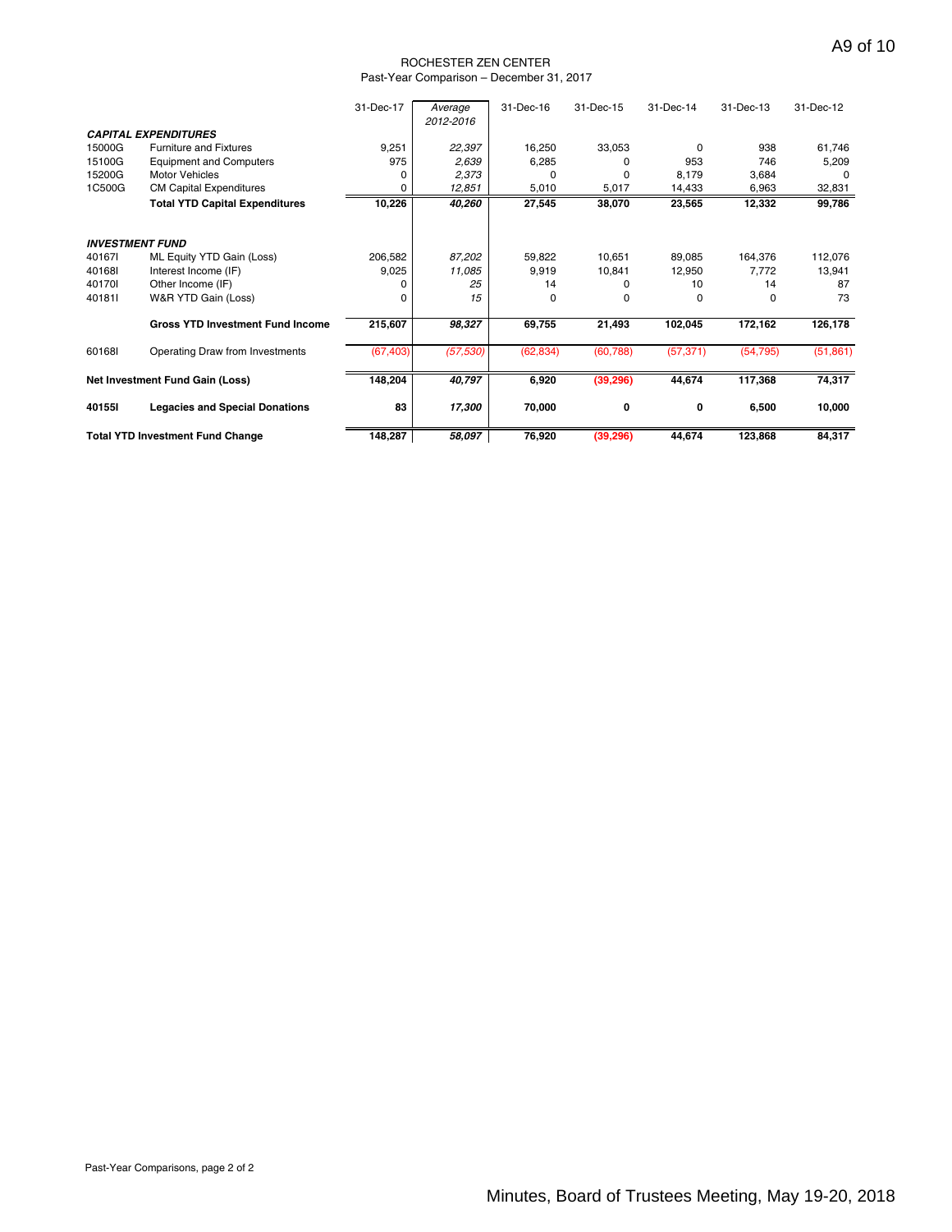ROCHESTER ZEN CENTER
Past-Year Comparison – December 31, 2017

| | | 31-Dec-17 | *Average 2012-2016* | 31-Dec-16 | 31-Dec-15 | 31-Dec-14 | 31-Dec-13 | 31-Dec-12 |
|---|---|---|---|---|---|---|---|---|
| ***CAPITAL EXPENDITURES*** | | | | | | | | |
| 15000G | Furniture and Fixtures | 9,251 | *22,397* | 16,250 | 33,053 | 0 | 938 | 61,746 |
| 15100G | Equipment and Computers | 975 | *2,639* | 6,285 | 0 | 953 | 746 | 5,209 |
| 15200G | Motor Vehicles | 0 | *2,373* | 0 | 0 | 8,179 | 3,684 | 0 |
| 1C500G | CM Capital Expenditures | 0 | *12,851* | 5,010 | 5,017 | 14,433 | 6,963 | 32,831 |
| | **Total YTD Capital Expenditures** | **10,226** | ***40,260*** | **27,545** | **38,070** | **23,565** | **12,332** | **99,786** |
| ***INVESTMENT FUND*** | | | | | | | | |
| 40167I | ML Equity YTD Gain (Loss) | 206,582 | *87,202* | 59,822 | 10,651 | 89,085 | 164,376 | 112,076 |
| 40168I | Interest Income (IF) | 9,025 | *11,085* | 9,919 | 10,841 | 12,950 | 7,772 | 13,941 |
| 40170I | Other Income (IF) | 0 | *25* | 14 | 0 | 10 | 14 | 87 |
| 40181I | W&R YTD Gain (Loss) | 0 | *15* | 0 | 0 | 0 | 0 | 73 |
| | **Gross YTD Investment Fund Income** | **215,607** | ***98,327*** | **69,755** | **21,493** | **102,045** | **172,162** | **126,178** |
| 60168I | Operating Draw from Investments | (67,403) | *(57,530)* | (62,834) | (60,788) | (57,371) | (54,795) | (51,861) |
| **Net Investment Fund Gain (Loss)** | | **148,204** | ***40,797*** | **6,920** | **(39,296)** | **44,674** | **117,368** | **74,317** |
| **40155I** | **Legacies and Special Donations** | **83** | ***17,300*** | **70,000** | **0** | **0** | **6,500** | **10,000** |
| **Total YTD Investment Fund Change** | | **148,287** | ***58,097*** | **76,920** | **(39,296)** | **44,674** | **123,868** | **84,317** |

Past-Year Comparisons, page 2 of 2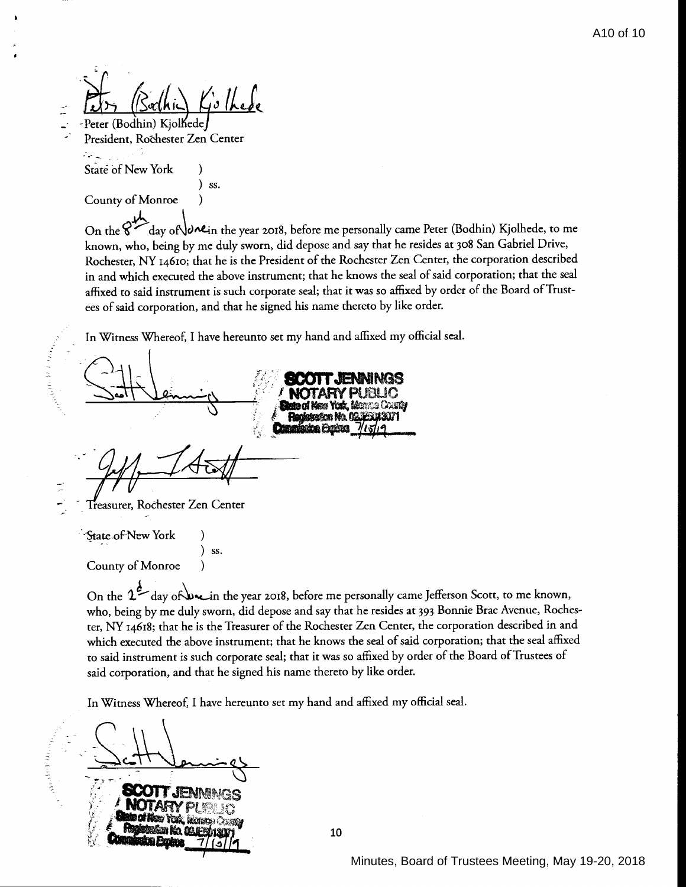Peter (Bodhin) Kjolhede
President, Rochester Zen Center

State of New York )
) ss.
County of Monroe )

On the 8th day of June in the year 2018, before me personally came Peter (Bodhin) Kjolhede, to me known, who, being by me duly sworn, did depose and say that he resides at 308 San Gabriel Drive, Rochester, NY 14610; that he is the President of the Rochester Zen Center, the corporation described in and which executed the above instrument; that he knows the seal of said corporation; that the seal affixed to said instrument is such corporate seal; that it was so affixed by order of the Board of Trustees of said corporation, and that he signed his name thereto by like order.

In Witness Whereof, I have hereunto set my hand and affixed my official seal.

**SCOTT JENNINGS**
**NOTARY PUBLIC**
State of New York, Monroe County
Registration No. 02JE6013071
Commission Expires 7/13/19

Treasurer, Rochester Zen Center

State of New York )
) ss.
County of Monroe )

On the 2d day of June in the year 2018, before me personally came Jefferson Scott, to me known, who, being by me duly sworn, did depose and say that he resides at 393 Bonnie Brae Avenue, Rochester, NY 14618; that he is the Treasurer of the Rochester Zen Center, the corporation described in and which executed the above instrument; that he knows the seal of said corporation; that the seal affixed to said instrument is such corporate seal; that it was so affixed by order of the Board of Trustees of said corporation, and that he signed his name thereto by like order.

In Witness Whereof, I have hereunto set my hand and affixed my official seal.

**SCOTT JENNINGS**
**NOTARY PUBLIC**
State of New York, Monroe County
Registration No. 02JE6013071
Commission Expires 7/13/19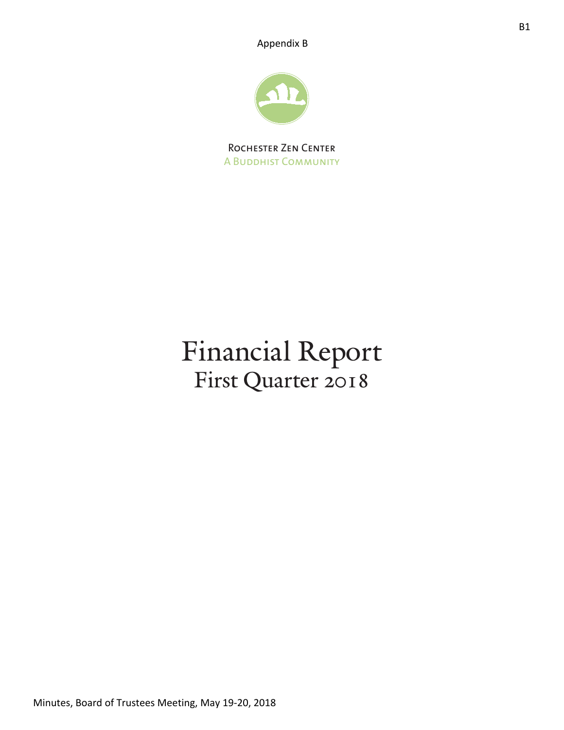Appendix B

Rochester Zen Center
A Buddhist Community

# Financial Report
## First Quarter 2018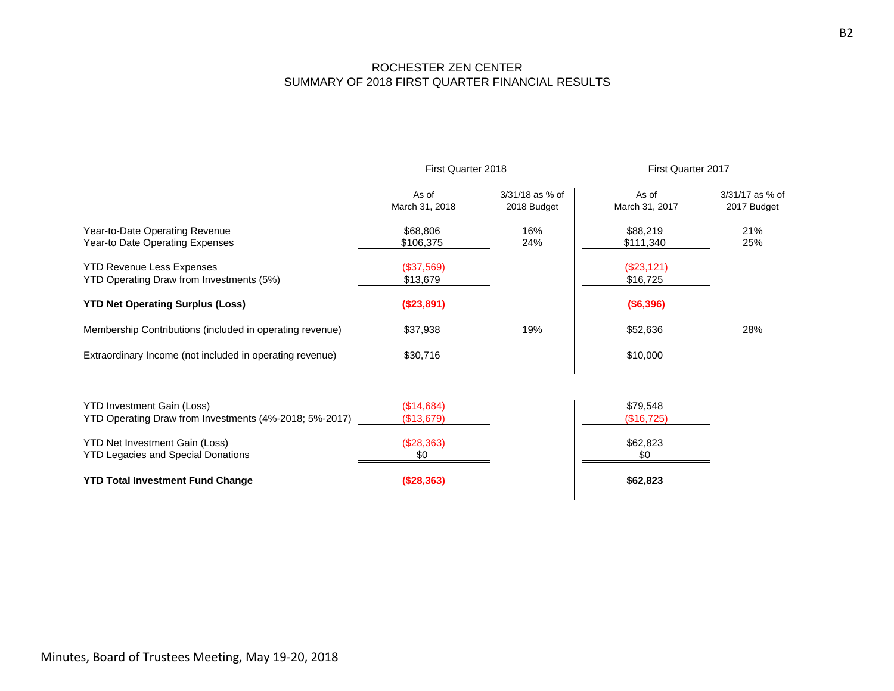# ROCHESTER ZEN CENTER
## SUMMARY OF 2018 FIRST QUARTER FINANCIAL RESULTS

| | First Quarter 2018 | | First Quarter 2017 | |
|---|---|---|---|---|
| | As of March 31, 2018 | 3/31/18 as % of 2018 Budget | As of March 31, 2017 | 3/31/17 as % of 2017 Budget |
| Year-to-Date Operating Revenue | $68,806 | 16% | $88,219 | 21% |
| Year-to Date Operating Expenses | $106,375 | 24% | $111,340 | 25% |
| YTD Revenue Less Expenses | ($37,569) | | ($23,121) | |
| YTD Operating Draw from Investments (5%) | $13,679 | | $16,725 | |
| **YTD Net Operating Surplus (Loss)** | **($23,891)** | | **($6,396)** | |
| Membership Contributions (included in operating revenue) | $37,938 | 19% | $52,636 | 28% |
| Extraordinary Income (not included in operating revenue) | $30,716 | | $10,000 | |

| | First Quarter 2018 | First Quarter 2017 |
|---|---|---|
| YTD Investment Gain (Loss) | ($14,684) | $79,548 |
| YTD Operating Draw from Investments (4%-2018; 5%-2017) | ($13,679) | ($16,725) |
| YTD Net Investment Gain (Loss) | ($28,363) | $62,823 |
| YTD Legacies and Special Donations | $0 | $0 |
| **YTD Total Investment Fund Change** | **($28,363)** | **$62,823** |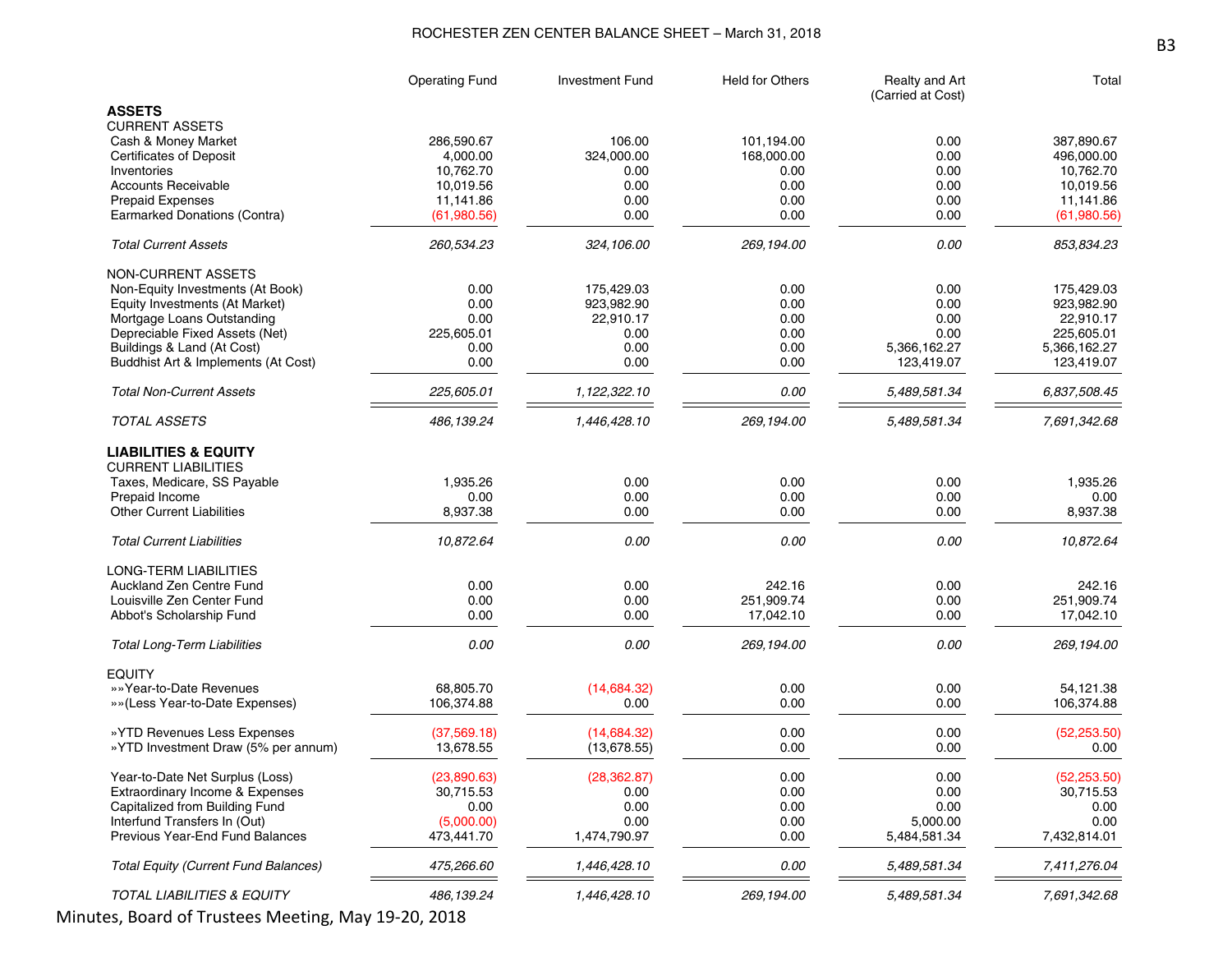## ROCHESTER ZEN CENTER BALANCE SHEET – March 31, 2018

| | Operating Fund | Investment Fund | Held for Others | Realty and Art (Carried at Cost) | Total |
|---|---|---|---|---|---|
| **ASSETS** | | | | | |
| CURRENT ASSETS | | | | | |
| Cash & Money Market | 286,590.67 | 106.00 | 101,194.00 | 0.00 | 387,890.67 |
| Certificates of Deposit | 4,000.00 | 324,000.00 | 168,000.00 | 0.00 | 496,000.00 |
| Inventories | 10,762.70 | 0.00 | 0.00 | 0.00 | 10,762.70 |
| Accounts Receivable | 10,019.56 | 0.00 | 0.00 | 0.00 | 10,019.56 |
| Prepaid Expenses | 11,141.86 | 0.00 | 0.00 | 0.00 | 11,141.86 |
| Earmarked Donations (Contra) | (61,980.56) | 0.00 | 0.00 | 0.00 | (61,980.56) |
| *Total Current Assets* | *260,534.23* | *324,106.00* | *269,194.00* | *0.00* | *853,834.23* |
| NON-CURRENT ASSETS | | | | | |
| Non-Equity Investments (At Book) | 0.00 | 175,429.03 | 0.00 | 0.00 | 175,429.03 |
| Equity Investments (At Market) | 0.00 | 923,982.90 | 0.00 | 0.00 | 923,982.90 |
| Mortgage Loans Outstanding | 0.00 | 22,910.17 | 0.00 | 0.00 | 22,910.17 |
| Depreciable Fixed Assets (Net) | 225,605.01 | 0.00 | 0.00 | 0.00 | 225,605.01 |
| Buildings & Land (At Cost) | 0.00 | 0.00 | 0.00 | 5,366,162.27 | 5,366,162.27 |
| Buddhist Art & Implements (At Cost) | 0.00 | 0.00 | 0.00 | 123,419.07 | 123,419.07 |
| *Total Non-Current Assets* | *225,605.01* | *1,122,322.10* | *0.00* | *5,489,581.34* | *6,837,508.45* |
| *TOTAL ASSETS* | *486,139.24* | *1,446,428.10* | *269,194.00* | *5,489,581.34* | *7,691,342.68* |
| **LIABILITIES & EQUITY** | | | | | |
| CURRENT LIABILITIES | | | | | |
| Taxes, Medicare, SS Payable | 1,935.26 | 0.00 | 0.00 | 0.00 | 1,935.26 |
| Prepaid Income | 0.00 | 0.00 | 0.00 | 0.00 | 0.00 |
| Other Current Liabilities | 8,937.38 | 0.00 | 0.00 | 0.00 | 8,937.38 |
| *Total Current Liabilities* | *10,872.64* | *0.00* | *0.00* | *0.00* | *10,872.64* |
| LONG-TERM LIABILITIES | | | | | |
| Auckland Zen Centre Fund | 0.00 | 0.00 | 242.16 | 0.00 | 242.16 |
| Louisville Zen Center Fund | 0.00 | 0.00 | 251,909.74 | 0.00 | 251,909.74 |
| Abbot's Scholarship Fund | 0.00 | 0.00 | 17,042.10 | 0.00 | 17,042.10 |
| *Total Long-Term Liabilities* | *0.00* | *0.00* | *269,194.00* | *0.00* | *269,194.00* |
| EQUITY | | | | | |
| »»Year-to-Date Revenues | 68,805.70 | (14,684.32) | 0.00 | 0.00 | 54,121.38 |
| »»(Less Year-to-Date Expenses) | 106,374.88 | 0.00 | 0.00 | 0.00 | 106,374.88 |
| »YTD Revenues Less Expenses | (37,569.18) | (14,684.32) | 0.00 | 0.00 | (52,253.50) |
| »YTD Investment Draw (5% per annum) | 13,678.55 | (13,678.55) | 0.00 | 0.00 | 0.00 |
| Year-to-Date Net Surplus (Loss) | (23,890.63) | (28,362.87) | 0.00 | 0.00 | (52,253.50) |
| Extraordinary Income & Expenses | 30,715.53 | 0.00 | 0.00 | 0.00 | 30,715.53 |
| Capitalized from Building Fund | 0.00 | 0.00 | 0.00 | 0.00 | 0.00 |
| Interfund Transfers In (Out) | (5,000.00) | 0.00 | 0.00 | 5,000.00 | 0.00 |
| Previous Year-End Fund Balances | 473,441.70 | 1,474,790.97 | 0.00 | 5,484,581.34 | 7,432,814.01 |
| *Total Equity (Current Fund Balances)* | *475,266.60* | *1,446,428.10* | *0.00* | *5,489,581.34* | *7,411,276.04* |
| *TOTAL LIABILITIES & EQUITY* | *486,139.24* | *1,446,428.10* | *269,194.00* | *5,489,581.34* | *7,691,342.68* |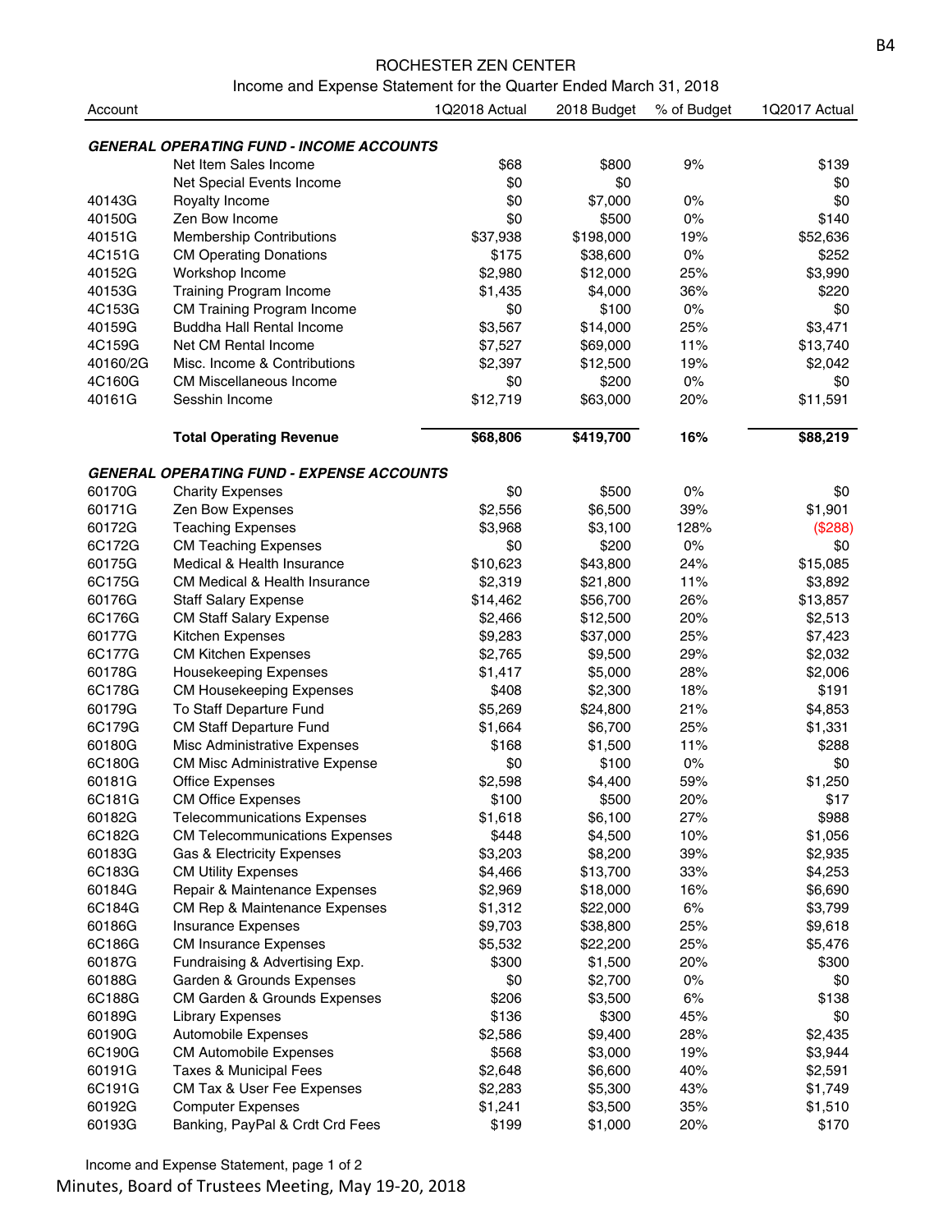ROCHESTER ZEN CENTER

Income and Expense Statement for the Quarter Ended March 31, 2018

| Account | | 1Q2018 Actual | 2018 Budget | % of Budget | 1Q2017 Actual |
|---|---|---|---|---|---|
| ***GENERAL OPERATING FUND - INCOME ACCOUNTS*** | | | | | |
| | Net Item Sales Income | $68 | $800 | 9% | $139 |
| | Net Special Events Income | $0 | $0 | | $0 |
| 40143G | Royalty Income | $0 | $7,000 | 0% | $0 |
| 40150G | Zen Bow Income | $0 | $500 | 0% | $140 |
| 40151G | Membership Contributions | $37,938 | $198,000 | 19% | $52,636 |
| 4C151G | CM Operating Donations | $175 | $38,600 | 0% | $252 |
| 40152G | Workshop Income | $2,980 | $12,000 | 25% | $3,990 |
| 40153G | Training Program Income | $1,435 | $4,000 | 36% | $220 |
| 4C153G | CM Training Program Income | $0 | $100 | 0% | $0 |
| 40159G | Buddha Hall Rental Income | $3,567 | $14,000 | 25% | $3,471 |
| 4C159G | Net CM Rental Income | $7,527 | $69,000 | 11% | $13,740 |
| 40160/2G | Misc. Income & Contributions | $2,397 | $12,500 | 19% | $2,042 |
| 4C160G | CM Miscellaneous Income | $0 | $200 | 0% | $0 |
| 40161G | Sesshin Income | $12,719 | $63,000 | 20% | $11,591 |
| | **Total Operating Revenue** | **$68,806** | **$419,700** | **16%** | **$88,219** |
| ***GENERAL OPERATING FUND - EXPENSE ACCOUNTS*** | | | | | |
| 60170G | Charity Expenses | $0 | $500 | 0% | $0 |
| 60171G | Zen Bow Expenses | $2,556 | $6,500 | 39% | $1,901 |
| 60172G | Teaching Expenses | $3,968 | $3,100 | 128% | ($288) |
| 6C172G | CM Teaching Expenses | $0 | $200 | 0% | $0 |
| 60175G | Medical & Health Insurance | $10,623 | $43,800 | 24% | $15,085 |
| 6C175G | CM Medical & Health Insurance | $2,319 | $21,800 | 11% | $3,892 |
| 60176G | Staff Salary Expense | $14,462 | $56,700 | 26% | $13,857 |
| 6C176G | CM Staff Salary Expense | $2,466 | $12,500 | 20% | $2,513 |
| 60177G | Kitchen Expenses | $9,283 | $37,000 | 25% | $7,423 |
| 6C177G | CM Kitchen Expenses | $2,765 | $9,500 | 29% | $2,032 |
| 60178G | Housekeeping Expenses | $1,417 | $5,000 | 28% | $2,006 |
| 6C178G | CM Housekeeping Expenses | $408 | $2,300 | 18% | $191 |
| 60179G | To Staff Departure Fund | $5,269 | $24,800 | 21% | $4,853 |
| 6C179G | CM Staff Departure Fund | $1,664 | $6,700 | 25% | $1,331 |
| 60180G | Misc Administrative Expenses | $168 | $1,500 | 11% | $288 |
| 6C180G | CM Misc Administrative Expense | $0 | $100 | 0% | $0 |
| 60181G | Office Expenses | $2,598 | $4,400 | 59% | $1,250 |
| 6C181G | CM Office Expenses | $100 | $500 | 20% | $17 |
| 60182G | Telecommunications Expenses | $1,618 | $6,100 | 27% | $988 |
| 6C182G | CM Telecommunications Expenses | $448 | $4,500 | 10% | $1,056 |
| 60183G | Gas & Electricity Expenses | $3,203 | $8,200 | 39% | $2,935 |
| 6C183G | CM Utility Expenses | $4,466 | $13,700 | 33% | $4,253 |
| 60184G | Repair & Maintenance Expenses | $2,969 | $18,000 | 16% | $6,690 |
| 6C184G | CM Rep & Maintenance Expenses | $1,312 | $22,000 | 6% | $3,799 |
| 60186G | Insurance Expenses | $9,703 | $38,800 | 25% | $9,618 |
| 6C186G | CM Insurance Expenses | $5,532 | $22,200 | 25% | $5,476 |
| 60187G | Fundraising & Advertising Exp. | $300 | $1,500 | 20% | $300 |
| 60188G | Garden & Grounds Expenses | $0 | $2,700 | 0% | $0 |
| 6C188G | CM Garden & Grounds Expenses | $206 | $3,500 | 6% | $138 |
| 60189G | Library Expenses | $136 | $300 | 45% | $0 |
| 60190G | Automobile Expenses | $2,586 | $9,400 | 28% | $2,435 |
| 6C190G | CM Automobile Expenses | $568 | $3,000 | 19% | $3,944 |
| 60191G | Taxes & Municipal Fees | $2,648 | $6,600 | 40% | $2,591 |
| 6C191G | CM Tax & User Fee Expenses | $2,283 | $5,300 | 43% | $1,749 |
| 60192G | Computer Expenses | $1,241 | $3,500 | 35% | $1,510 |
| 60193G | Banking, PayPal & Crdt Crd Fees | $199 | $1,000 | 20% | $170 |

Income and Expense Statement, page 1 of 2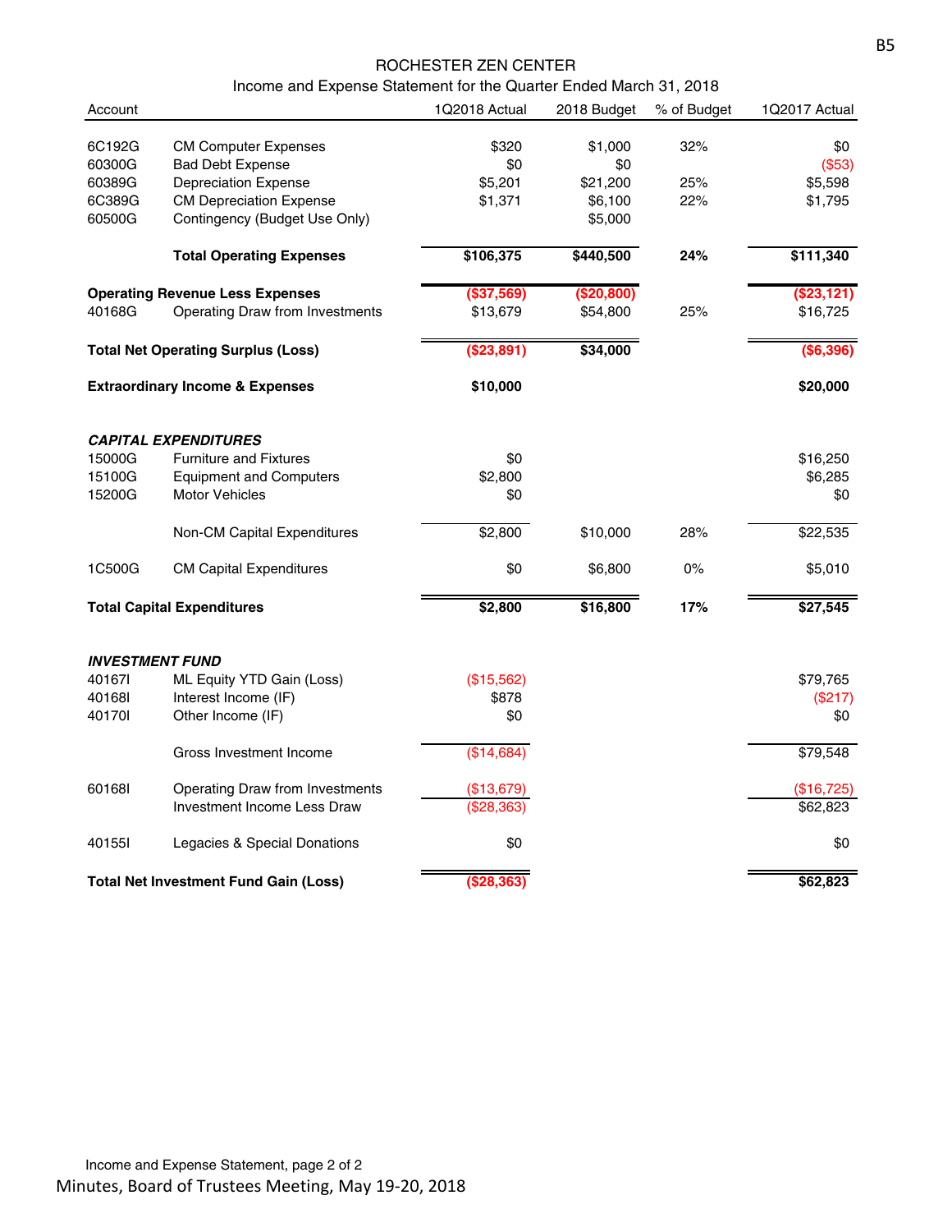ROCHESTER ZEN CENTER

Income and Expense Statement for the Quarter Ended March 31, 2018

| Account | | 1Q2018 Actual | 2018 Budget | % of Budget | 1Q2017 Actual |
|---|---|---|---|---|---|
| 6C192G | CM Computer Expenses | $320 | $1,000 | 32% | $0 |
| 60300G | Bad Debt Expense | $0 | $0 | | ($53) |
| 60389G | Depreciation Expense | $5,201 | $21,200 | 25% | $5,598 |
| 6C389G | CM Depreciation Expense | $1,371 | $6,100 | 22% | $1,795 |
| 60500G | Contingency (Budget Use Only) | | $5,000 | | |
| | **Total Operating Expenses** | **$106,375** | **$440,500** | **24%** | **$111,340** |
| **Operating Revenue Less Expenses** | | **($37,569)** | **($20,800)** | | **($23,121)** |
| 40168G | Operating Draw from Investments | $13,679 | $54,800 | 25% | $16,725 |
| **Total Net Operating Surplus (Loss)** | | **($23,891)** | **$34,000** | | **($6,396)** |
| **Extraordinary Income & Expenses** | | **$10,000** | | | **$20,000** |
| ***CAPITAL EXPENDITURES*** | | | | | |
| 15000G | Furniture and Fixtures | $0 | | | $16,250 |
| 15100G | Equipment and Computers | $2,800 | | | $6,285 |
| 15200G | Motor Vehicles | $0 | | | $0 |
| | Non-CM Capital Expenditures | $2,800 | $10,000 | 28% | $22,535 |
| 1C500G | CM Capital Expenditures | $0 | $6,800 | 0% | $5,010 |
| **Total Capital Expenditures** | | **$2,800** | **$16,800** | **17%** | **$27,545** |
| ***INVESTMENT FUND*** | | | | | |
| 40167I | ML Equity YTD Gain (Loss) | ($15,562) | | | $79,765 |
| 40168I | Interest Income (IF) | $878 | | | ($217) |
| 40170I | Other Income (IF) | $0 | | | $0 |
| | Gross Investment Income | ($14,684) | | | $79,548 |
| 60168I | Operating Draw from Investments | ($13,679) | | | ($16,725) |
| | Investment Income Less Draw | ($28,363) | | | $62,823 |
| 40155I | Legacies & Special Donations | $0 | | | $0 |
| **Total Net Investment Fund Gain (Loss)** | | **($28,363)** | | | **$62,823** |

Income and Expense Statement, page 2 of 2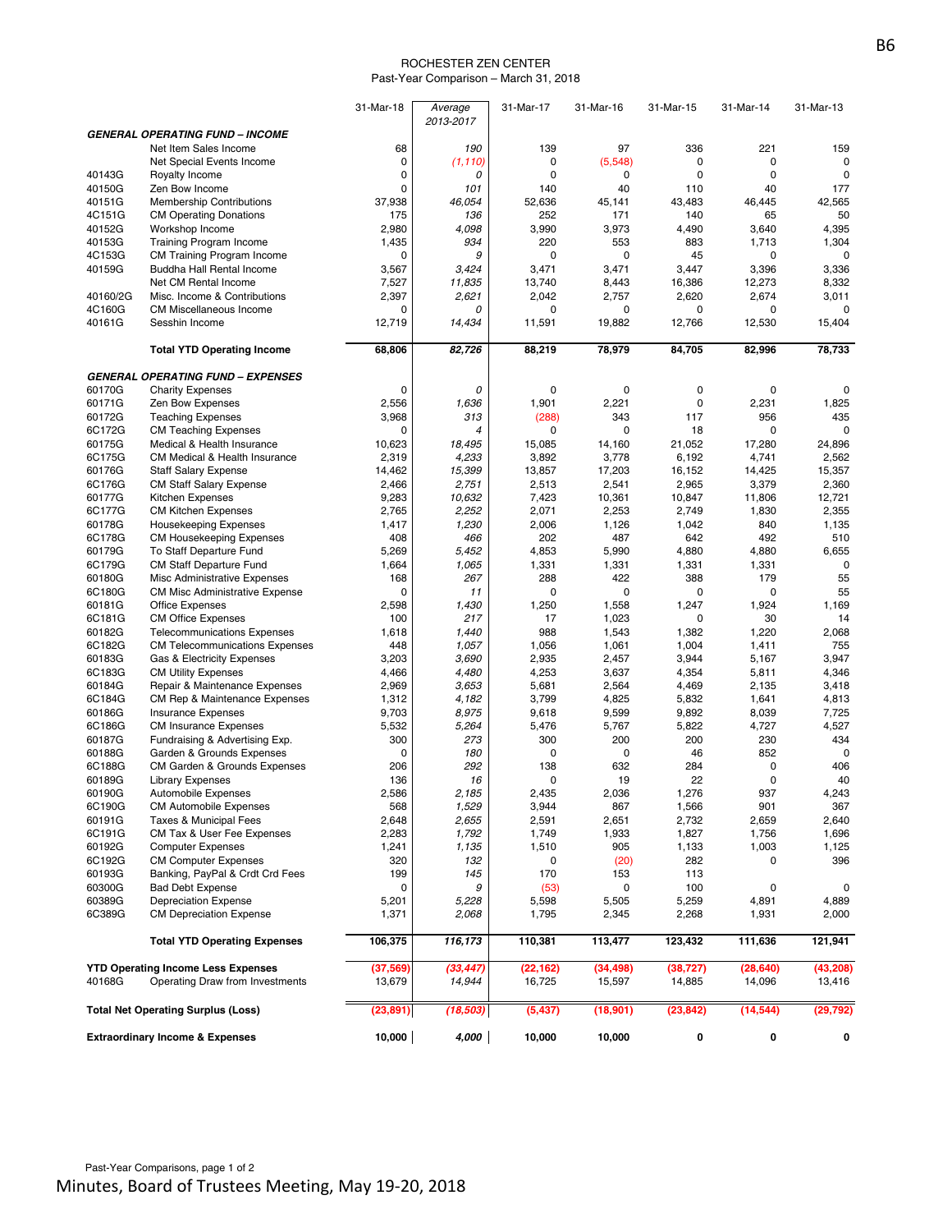ROCHESTER ZEN CENTER

Past-Year Comparison – March 31, 2018

| | | 31-Mar-18 | *Average 2013-2017* | 31-Mar-17 | 31-Mar-16 | 31-Mar-15 | 31-Mar-14 | 31-Mar-13 |
|---|---|---|---|---|---|---|---|---|
| ***GENERAL OPERATING FUND – INCOME*** | | | | | | | | |
| | Net Item Sales Income | 68 | *190* | 139 | 97 | 336 | 221 | 159 |
| | Net Special Events Income | 0 | *(1,110)* | 0 | (5,548) | 0 | 0 | 0 |
| 40143G | Royalty Income | 0 | *0* | 0 | 0 | 0 | 0 | 0 |
| 40150G | Zen Bow Income | 0 | *101* | 140 | 40 | 110 | 40 | 177 |
| 40151G | Membership Contributions | 37,938 | *46,054* | 52,636 | 45,141 | 43,483 | 46,445 | 42,565 |
| 4C151G | CM Operating Donations | 175 | *136* | 252 | 171 | 140 | 65 | 50 |
| 40152G | Workshop Income | 2,980 | *4,098* | 3,990 | 3,973 | 4,490 | 3,640 | 4,395 |
| 40153G | Training Program Income | 1,435 | *934* | 220 | 553 | 883 | 1,713 | 1,304 |
| 4C153G | CM Training Program Income | 0 | *9* | 0 | 0 | 45 | 0 | 0 |
| 40159G | Buddha Hall Rental Income | 3,567 | *3,424* | 3,471 | 3,471 | 3,447 | 3,396 | 3,336 |
| | Net CM Rental Income | 7,527 | *11,835* | 13,740 | 8,443 | 16,386 | 12,273 | 8,332 |
| 40160/2G | Misc. Income & Contributions | 2,397 | *2,621* | 2,042 | 2,757 | 2,620 | 2,674 | 3,011 |
| 4C160G | CM Miscellaneous Income | 0 | *0* | 0 | 0 | 0 | 0 | 0 |
| 40161G | Sesshin Income | 12,719 | *14,434* | 11,591 | 19,882 | 12,766 | 12,530 | 15,404 |
| | **Total YTD Operating Income** | **68,806** | ***82,726*** | **88,219** | **78,979** | **84,705** | **82,996** | **78,733** |
| ***GENERAL OPERATING FUND – EXPENSES*** | | | | | | | | |
| 60170G | Charity Expenses | 0 | *0* | 0 | 0 | 0 | 0 | 0 |
| 60171G | Zen Bow Expenses | 2,556 | *1,636* | 1,901 | 2,221 | 0 | 2,231 | 1,825 |
| 60172G | Teaching Expenses | 3,968 | *313* | (288) | 343 | 117 | 956 | 435 |
| 6C172G | CM Teaching Expenses | 0 | *4* | 0 | 0 | 18 | 0 | 0 |
| 60175G | Medical & Health Insurance | 10,623 | *18,495* | 15,085 | 14,160 | 21,052 | 17,280 | 24,896 |
| 6C175G | CM Medical & Health Insurance | 2,319 | *4,233* | 3,892 | 3,778 | 6,192 | 4,741 | 2,562 |
| 60176G | Staff Salary Expense | 14,462 | *15,399* | 13,857 | 17,203 | 16,152 | 14,425 | 15,357 |
| 6C176G | CM Staff Salary Expense | 2,466 | *2,751* | 2,513 | 2,541 | 2,965 | 3,379 | 2,360 |
| 60177G | Kitchen Expenses | 9,283 | *10,632* | 7,423 | 10,361 | 10,847 | 11,806 | 12,721 |
| 6C177G | CM Kitchen Expenses | 2,765 | *2,252* | 2,071 | 2,253 | 2,749 | 1,830 | 2,355 |
| 60178G | Housekeeping Expenses | 1,417 | *1,230* | 2,006 | 1,126 | 1,042 | 840 | 1,135 |
| 6C178G | CM Housekeeping Expenses | 408 | *466* | 202 | 487 | 642 | 492 | 510 |
| 60179G | To Staff Departure Fund | 5,269 | *5,452* | 4,853 | 5,990 | 4,880 | 4,880 | 6,655 |
| 6C179G | CM Staff Departure Fund | 1,664 | *1,065* | 1,331 | 1,331 | 1,331 | 1,331 | 0 |
| 60180G | Misc Administrative Expenses | 168 | *267* | 288 | 422 | 388 | 179 | 55 |
| 6C180G | CM Misc Administrative Expense | 0 | *11* | 0 | 0 | 0 | 0 | 55 |
| 60181G | Office Expenses | 2,598 | *1,430* | 1,250 | 1,558 | 1,247 | 1,924 | 1,169 |
| 6C181G | CM Office Expenses | 100 | *217* | 17 | 1,023 | 0 | 30 | 14 |
| 60182G | Telecommunications Expenses | 1,618 | *1,440* | 988 | 1,543 | 1,382 | 1,220 | 2,068 |
| 6C182G | CM Telecommunications Expenses | 448 | *1,057* | 1,056 | 1,061 | 1,004 | 1,411 | 755 |
| 60183G | Gas & Electricity Expenses | 3,203 | *3,690* | 2,935 | 2,457 | 3,944 | 5,167 | 3,947 |
| 6C183G | CM Utility Expenses | 4,466 | *4,480* | 4,253 | 3,637 | 4,354 | 5,811 | 4,346 |
| 60184G | Repair & Maintenance Expenses | 2,969 | *3,653* | 5,681 | 2,564 | 4,469 | 2,135 | 3,418 |
| 6C184G | CM Rep & Maintenance Expenses | 1,312 | *4,182* | 3,799 | 4,825 | 5,832 | 1,641 | 4,813 |
| 60186G | Insurance Expenses | 9,703 | *8,975* | 9,618 | 9,599 | 9,892 | 8,039 | 7,725 |
| 6C186G | CM Insurance Expenses | 5,532 | *5,264* | 5,476 | 5,767 | 5,822 | 4,727 | 4,527 |
| 60187G | Fundraising & Advertising Exp. | 300 | *273* | 300 | 200 | 200 | 230 | 434 |
| 60188G | Garden & Grounds Expenses | 0 | *180* | 0 | 0 | 46 | 852 | 0 |
| 6C188G | CM Garden & Grounds Expenses | 206 | *292* | 138 | 632 | 284 | 0 | 406 |
| 60189G | Library Expenses | 136 | *16* | 0 | 19 | 22 | 0 | 40 |
| 60190G | Automobile Expenses | 2,586 | *2,185* | 2,435 | 2,036 | 1,276 | 937 | 4,243 |
| 6C190G | CM Automobile Expenses | 568 | *1,529* | 3,944 | 867 | 1,566 | 901 | 367 |
| 60191G | Taxes & Municipal Fees | 2,648 | *2,655* | 2,591 | 2,651 | 2,732 | 2,659 | 2,640 |
| 6C191G | CM Tax & User Fee Expenses | 2,283 | *1,792* | 1,749 | 1,933 | 1,827 | 1,756 | 1,696 |
| 60192G | Computer Expenses | 1,241 | *1,135* | 1,510 | 905 | 1,133 | 1,003 | 1,125 |
| 6C192G | CM Computer Expenses | 320 | *132* | 0 | (20) | 282 | 0 | 396 |
| 60193G | Banking, PayPal & Crdt Crd Fees | 199 | *145* | 170 | 153 | 113 | | |
| 60300G | Bad Debt Expense | 0 | *9* | (53) | 0 | 100 | 0 | 0 |
| 60389G | Depreciation Expense | 5,201 | *5,228* | 5,598 | 5,505 | 5,259 | 4,891 | 4,889 |
| 6C389G | CM Depreciation Expense | 1,371 | *2,068* | 1,795 | 2,345 | 2,268 | 1,931 | 2,000 |
| | **Total YTD Operating Expenses** | **106,375** | ***116,173*** | **110,381** | **113,477** | **123,432** | **111,636** | **121,941** |
| **YTD Operating Income Less Expenses** | | **(37,569)** | ***(33,447)*** | **(22,162)** | **(34,498)** | **(38,727)** | **(28,640)** | **(43,208)** |
| 40168G | Operating Draw from Investments | 13,679 | *14,944* | 16,725 | 15,597 | 14,885 | 14,096 | 13,416 |
| **Total Net Operating Surplus (Loss)** | | **(23,891)** | ***(18,503)*** | **(5,437)** | **(18,901)** | **(23,842)** | **(14,544)** | **(29,792)** |
| **Extraordinary Income & Expenses** | | **10,000** | ***4,000*** | **10,000** | **10,000** | **0** | **0** | **0** |

Past-Year Comparisons, page 1 of 2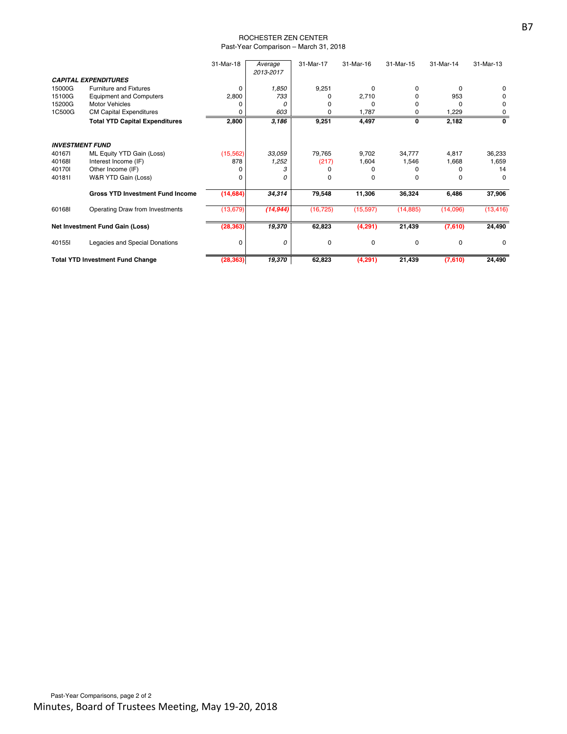# ROCHESTER ZEN CENTER

Past-Year Comparison – March 31, 2018

| | | 31-Mar-18 | *Average 2013-2017* | 31-Mar-17 | 31-Mar-16 | 31-Mar-15 | 31-Mar-14 | 31-Mar-13 |
|---|---|---|---|---|---|---|---|---|
| ***CAPITAL EXPENDITURES*** | | | | | | | | |
| 15000G | Furniture and Fixtures | 0 | *1,850* | 9,251 | 0 | 0 | 0 | 0 |
| 15100G | Equipment and Computers | 2,800 | *733* | 0 | 2,710 | 0 | 953 | 0 |
| 15200G | Motor Vehicles | 0 | *0* | 0 | 0 | 0 | 0 | 0 |
| 1C500G | CM Capital Expenditures | 0 | *603* | 0 | 1,787 | 0 | 1,229 | 0 |
| | **Total YTD Capital Expenditures** | **2,800** | ***3,186*** | **9,251** | **4,497** | **0** | **2,182** | **0** |
| ***INVESTMENT FUND*** | | | | | | | | |
| 40167I | ML Equity YTD Gain (Loss) | (15,562) | *33,059* | 79,765 | 9,702 | 34,777 | 4,817 | 36,233 |
| 40168I | Interest Income (IF) | 878 | *1,252* | (217) | 1,604 | 1,546 | 1,668 | 1,659 |
| 40170I | Other Income (IF) | 0 | *3* | 0 | 0 | 0 | 0 | 14 |
| 40181I | W&R YTD Gain (Loss) | 0 | *0* | 0 | 0 | 0 | 0 | 0 |
| | **Gross YTD Investment Fund Income** | **(14,684)** | ***34,314*** | **79,548** | **11,306** | **36,324** | **6,486** | **37,906** |
| 60168I | Operating Draw from Investments | (13,679) | ***(14,944)*** | (16,725) | (15,597) | (14,885) | (14,096) | (13,416) |
| **Net Investment Fund Gain (Loss)** | | **(28,363)** | ***19,370*** | **62,823** | **(4,291)** | **21,439** | **(7,610)** | **24,490** |
| 40155I | Legacies and Special Donations | 0 | *0* | 0 | 0 | 0 | 0 | 0 |
| **Total YTD Investment Fund Change** | | **(28,363)** | ***19,370*** | **62,823** | **(4,291)** | **21,439** | **(7,610)** | **24,490** |

Past-Year Comparisons, page 2 of 2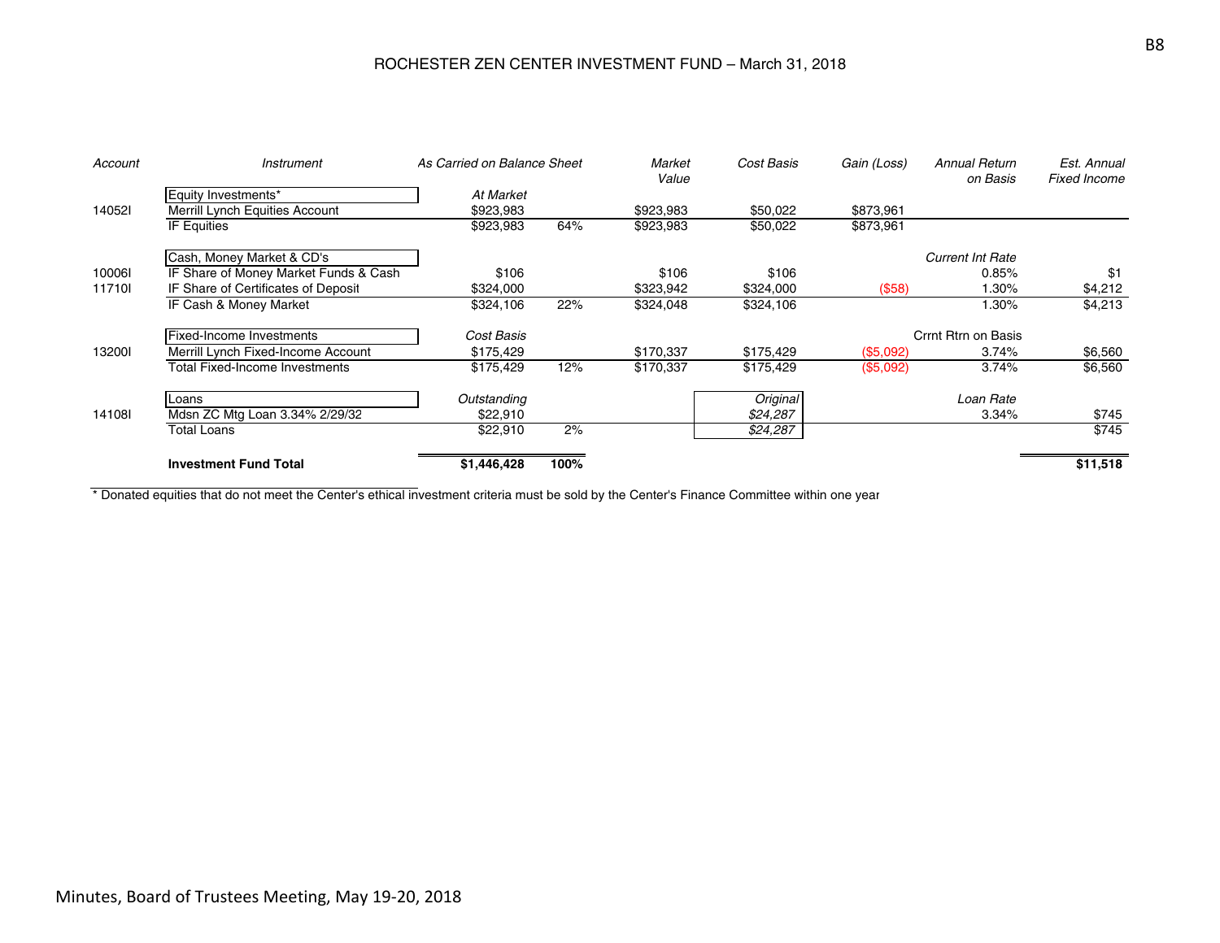# ROCHESTER ZEN CENTER INVESTMENT FUND – March 31, 2018

| *Account* | *Instrument* | *As Carried on Balance Sheet* | | *Market Value* | *Cost Basis* | *Gain (Loss)* | *Annual Return on Basis* | *Est. Annual Fixed Income* |
|---|---|---|---|---|---|---|---|---|
| | Equity Investments* | *At Market* | | | | | | |
| 14052I | Merrill Lynch Equities Account | $923,983 | | $923,983 | $50,022 | $873,961 | | |
| | IF Equities | $923,983 | 64% | $923,983 | $50,022 | $873,961 | | |
| | Cash, Money Market & CD's | | | | | | *Current Int Rate* | |
| 10006I | IF Share of Money Market Funds & Cash | $106 | | $106 | $106 | | 0.85% | $1 |
| 11710I | IF Share of Certificates of Deposit | $324,000 | | $323,942 | $324,000 | ($58) | 1.30% | $4,212 |
| | IF Cash & Money Market | $324,106 | 22% | $324,048 | $324,106 | | 1.30% | $4,213 |
| | Fixed-Income Investments | *Cost Basis* | | | | | Crrnt Rtrn on Basis | |
| 13200I | Merrill Lynch Fixed-Income Account | $175,429 | | $170,337 | $175,429 | ($5,092) | 3.74% | $6,560 |
| | Total Fixed-Income Investments | $175,429 | 12% | $170,337 | $175,429 | ($5,092) | 3.74% | $6,560 |
| | Loans | *Outstanding* | | | *Original* | | *Loan Rate* | |
| 14108I | Mdsn ZC Mtg Loan 3.34% 2/29/32 | $22,910 | | | *$24,287* | | 3.34% | $745 |
| | Total Loans | $22,910 | 2% | | *$24,287* | | | $745 |
| | **Investment Fund Total** | **$1,446,428** | **100%** | | | | | **$11,518** |

\* Donated equities that do not meet the Center's ethical investment criteria must be sold by the Center's Finance Committee within one year

Minutes, Board of Trustees Meeting, May 19-20, 2018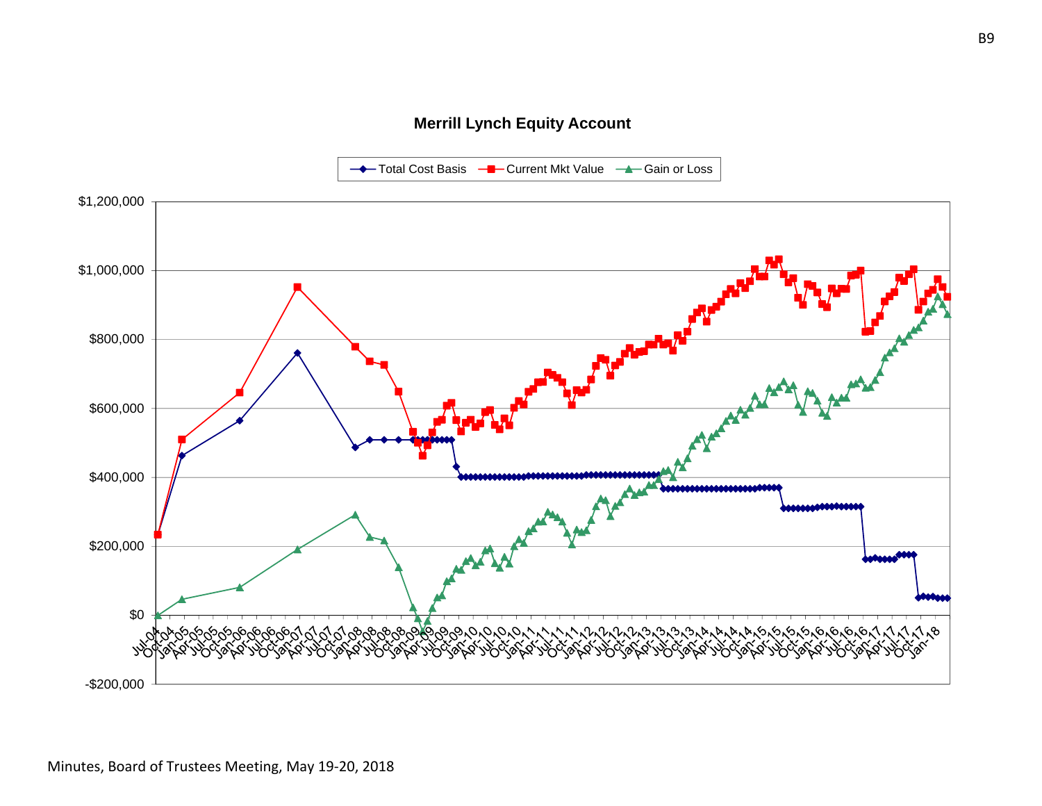B9

## Merrill Lynch Equity Account

Total Cost Basis — Current Mkt Value — Gain or Loss

$1,200,000
$1,000,000
$800,000
$600,000
$400,000
$200,000
$0
-$200,000

Jul-04 Oct-04 Jan-05 Apr-05 Jul-05 Oct-05 Jan-06 Apr-06 Jul-06 Oct-06 Jan-07 Apr-07 Jul-07 Oct-07 Jan-08 Apr-08 Jul-08 Oct-08 Jan-09 Apr-09 Jul-09 Oct-09 Jan-10 Apr-10 Jul-10 Oct-10 Jan-11 Apr-11 Jul-11 Oct-11 Jan-12 Apr-12 Jul-12 Oct-12 Jan-13 Apr-13 Jul-13 Oct-13 Jan-14 Apr-14 Jul-14 Oct-14 Jan-15 Apr-15 Jul-15 Oct-15 Jan-16 Apr-16 Jul-16 Oct-16 Jan-17 Apr-17 Jul-17 Oct-17 Jan-18

Minutes, Board of Trustees Meeting, May 19-20, 2018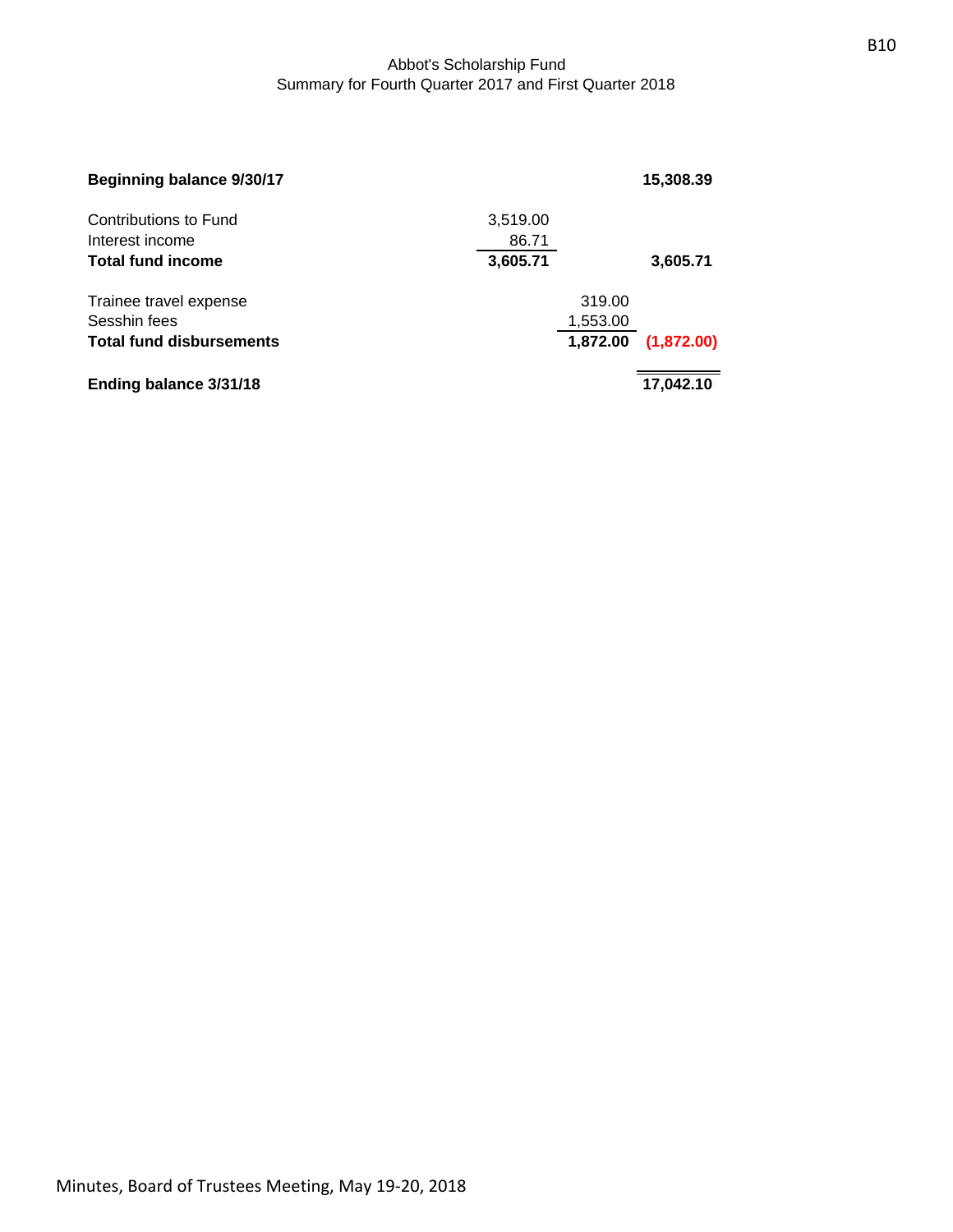Abbot's Scholarship Fund
Summary for Fourth Quarter 2017 and First Quarter 2018

| | | | |
|---|---|---|---|
| **Beginning balance 9/30/17** | | | **15,308.39** |
| Contributions to Fund | 3,519.00 | | |
| Interest income | 86.71 | | |
| **Total fund income** | **3,605.71** | | **3,605.71** |
| Trainee travel expense | | 319.00 | |
| Sesshin fees | | 1,553.00 | |
| **Total fund disbursements** | | **1,872.00** | **(1,872.00)** |
| **Ending balance 3/31/18** | | | **17,042.10** |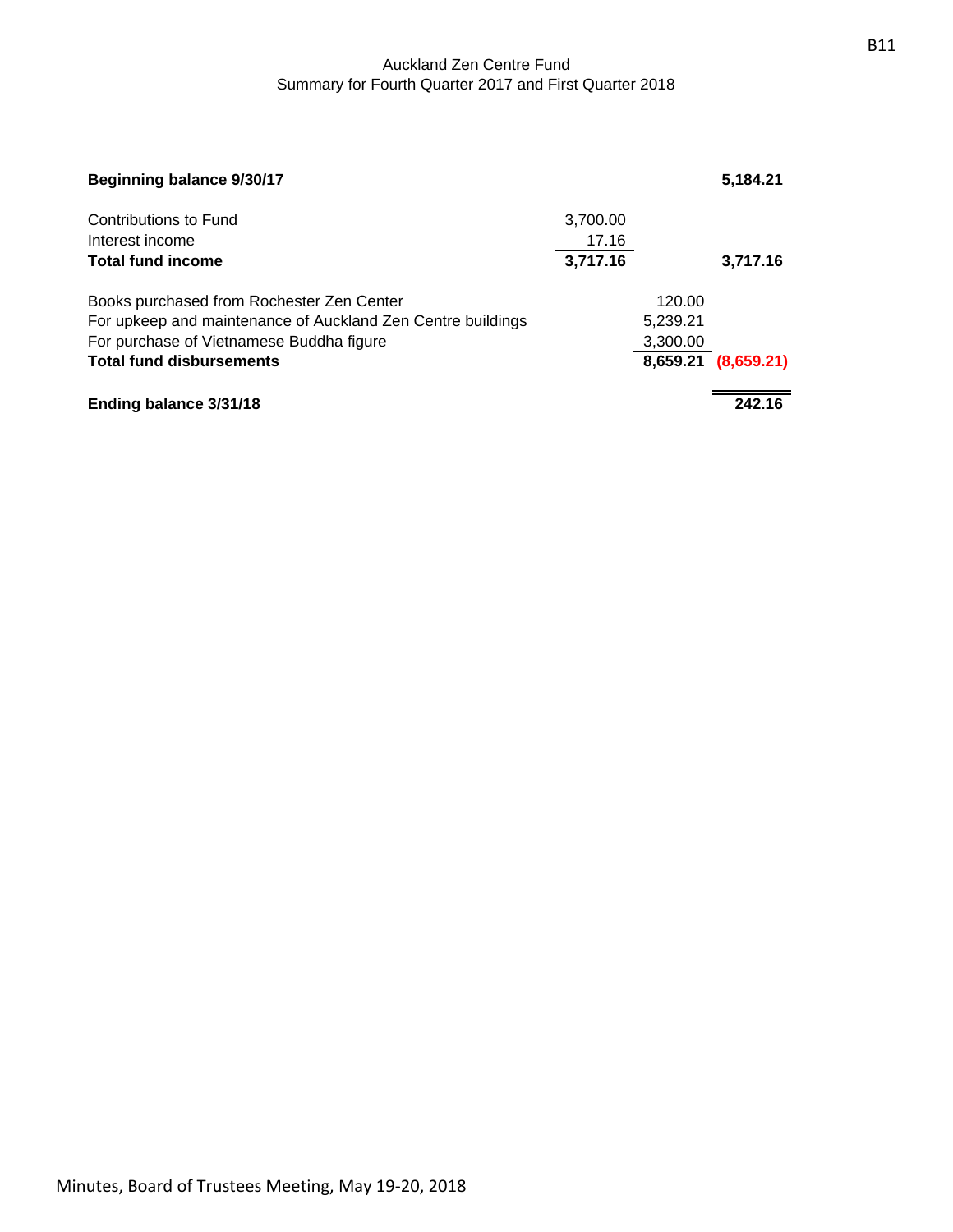Auckland Zen Centre Fund
Summary for Fourth Quarter 2017 and First Quarter 2018

| | | | |
|---|---|---|---|
| **Beginning balance 9/30/17** | | | **5,184.21** |
| Contributions to Fund | 3,700.00 | | |
| Interest income | 17.16 | | |
| **Total fund income** | **3,717.16** | | **3,717.16** |
| Books purchased from Rochester Zen Center | | 120.00 | |
| For upkeep and maintenance of Auckland Zen Centre buildings | | 5,239.21 | |
| For purchase of Vietnamese Buddha figure | | 3,300.00 | |
| **Total fund disbursements** | | **8,659.21** | **(8,659.21)** |
| **Ending balance 3/31/18** | | | **242.16** |

Minutes, Board of Trustees Meeting, May 19-20, 2018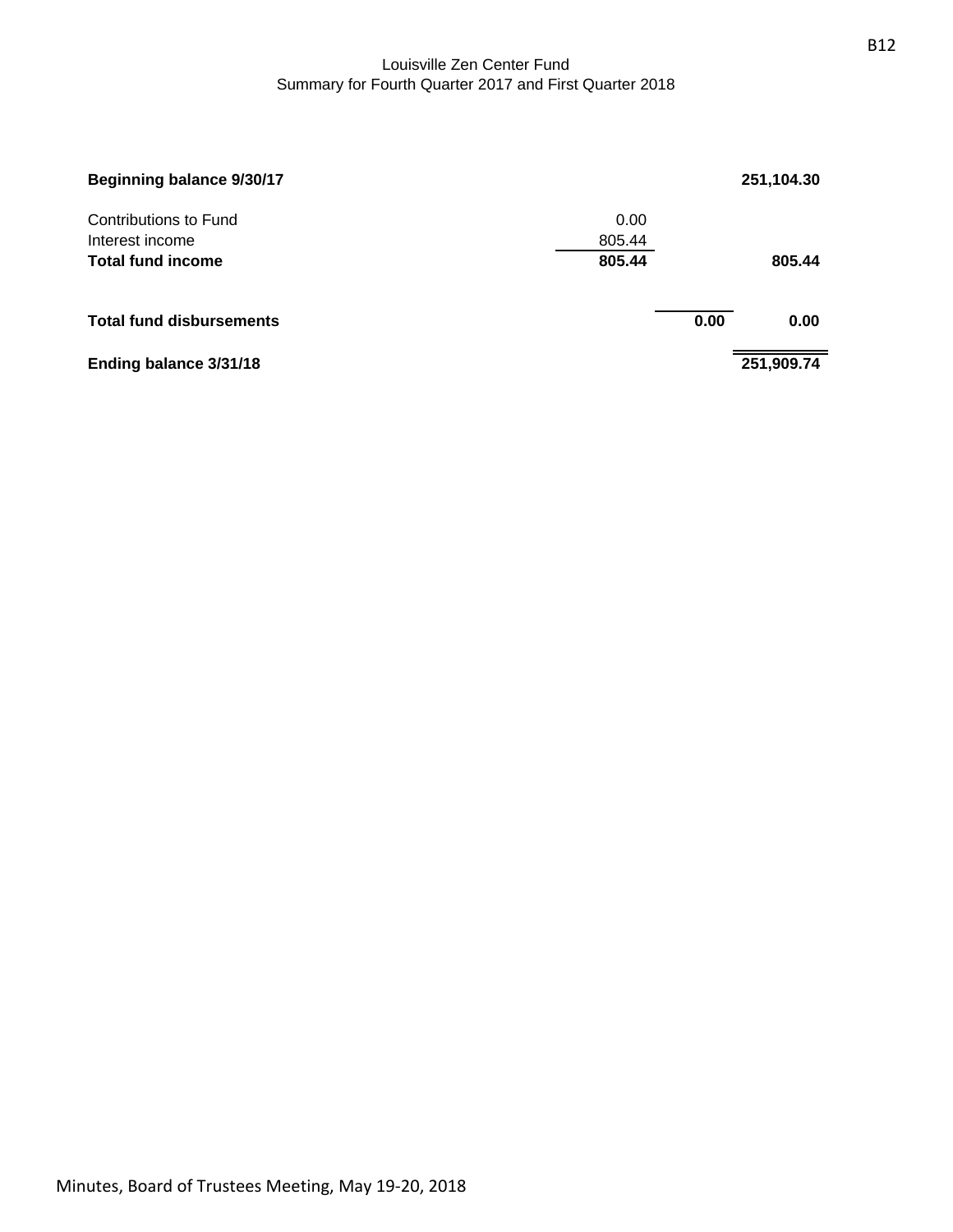Louisville Zen Center Fund
Summary for Fourth Quarter 2017 and First Quarter 2018

| | | | |
|---|---|---|---|
| **Beginning balance 9/30/17** | | | **251,104.30** |
| Contributions to Fund | 0.00 | | |
| Interest income | 805.44 | | |
| **Total fund income** | **805.44** | | **805.44** |
| **Total fund disbursements** | | **0.00** | **0.00** |
| **Ending balance 3/31/18** | | | **251,909.74** |

Minutes, Board of Trustees Meeting, May 19-20, 2018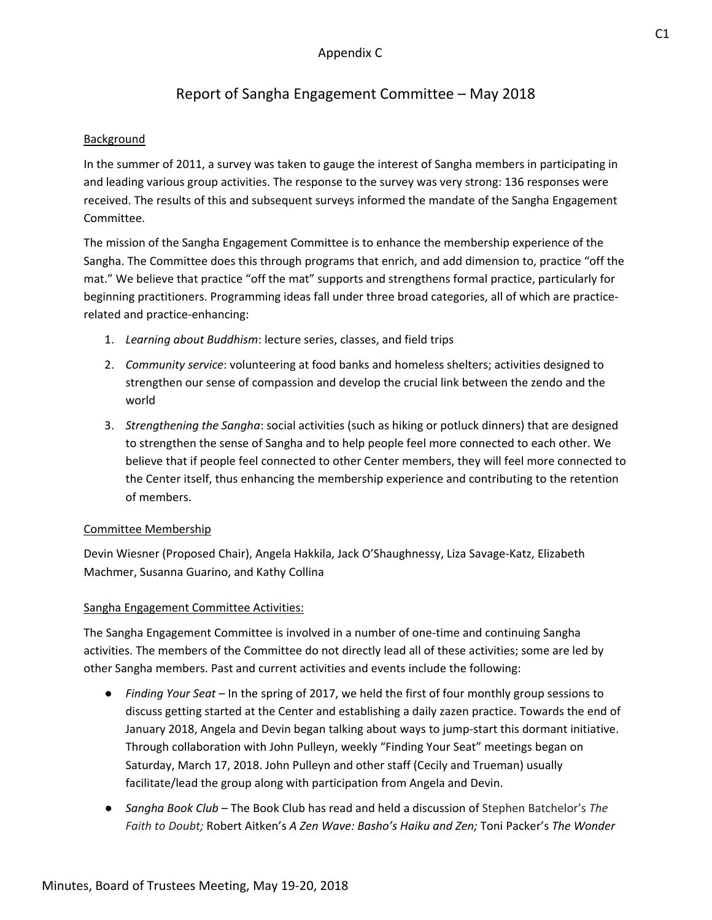Appendix C

# Report of Sangha Engagement Committee – May 2018

## Background

In the summer of 2011, a survey was taken to gauge the interest of Sangha members in participating in and leading various group activities. The response to the survey was very strong: 136 responses were received. The results of this and subsequent surveys informed the mandate of the Sangha Engagement Committee.

The mission of the Sangha Engagement Committee is to enhance the membership experience of the Sangha. The Committee does this through programs that enrich, and add dimension to, practice "off the mat." We believe that practice "off the mat" supports and strengthens formal practice, particularly for beginning practitioners. Programming ideas fall under three broad categories, all of which are practice-related and practice-enhancing:

1. *Learning about Buddhism*: lecture series, classes, and field trips
2. *Community service*: volunteering at food banks and homeless shelters; activities designed to strengthen our sense of compassion and develop the crucial link between the zendo and the world
3. *Strengthening the Sangha*: social activities (such as hiking or potluck dinners) that are designed to strengthen the sense of Sangha and to help people feel more connected to each other. We believe that if people feel connected to other Center members, they will feel more connected to the Center itself, thus enhancing the membership experience and contributing to the retention of members.

## Committee Membership

Devin Wiesner (Proposed Chair), Angela Hakkila, Jack O'Shaughnessy, Liza Savage-Katz, Elizabeth Machmer, Susanna Guarino, and Kathy Collina

## Sangha Engagement Committee Activities:

The Sangha Engagement Committee is involved in a number of one-time and continuing Sangha activities. The members of the Committee do not directly lead all of these activities; some are led by other Sangha members. Past and current activities and events include the following:

- *Finding Your Seat* – In the spring of 2017, we held the first of four monthly group sessions to discuss getting started at the Center and establishing a daily zazen practice. Towards the end of January 2018, Angela and Devin began talking about ways to jump-start this dormant initiative. Through collaboration with John Pulleyn, weekly "Finding Your Seat" meetings began on Saturday, March 17, 2018. John Pulleyn and other staff (Cecily and Trueman) usually facilitate/lead the group along with participation from Angela and Devin.
- *Sangha Book Club* – The Book Club has read and held a discussion of Stephen Batchelor's *The Faith to Doubt;* Robert Aitken's *A Zen Wave: Basho's Haiku and Zen;* Toni Packer's *The Wonder*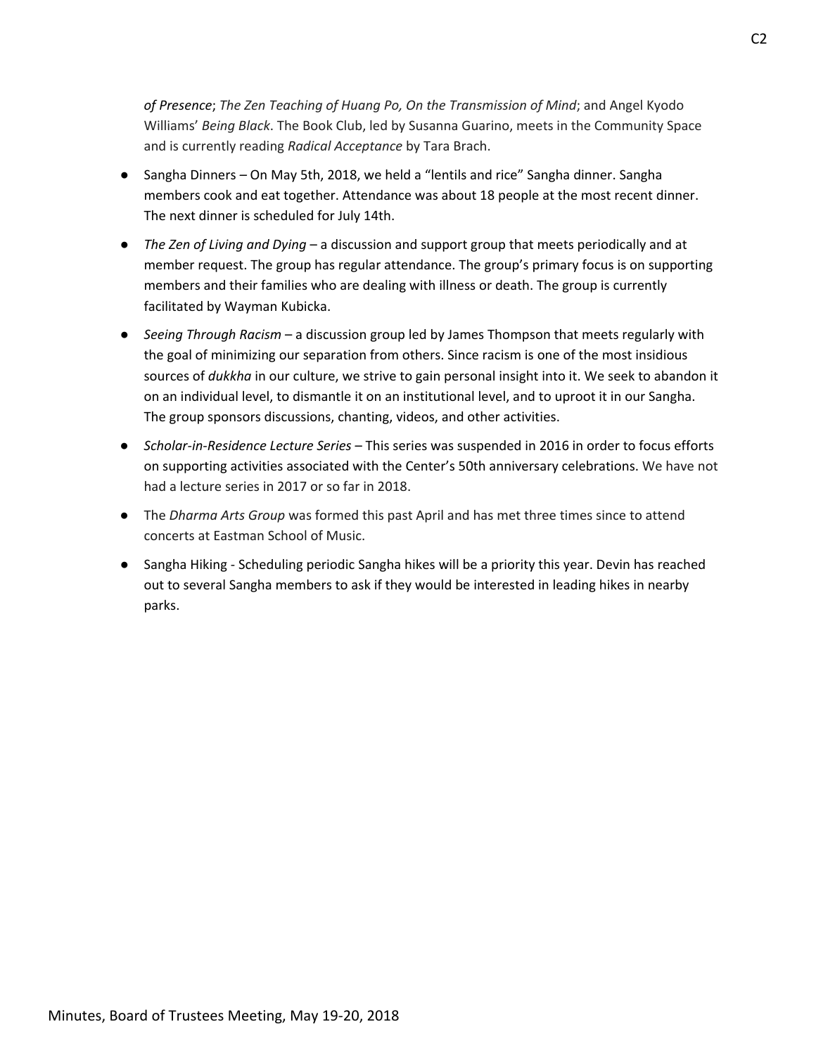*of Presence*; *The Zen Teaching of Huang Po, On the Transmission of Mind*; and Angel Kyodo Williams' *Being Black*. The Book Club, led by Susanna Guarino, meets in the Community Space and is currently reading *Radical Acceptance* by Tara Brach.

- Sangha Dinners – On May 5th, 2018, we held a "lentils and rice" Sangha dinner. Sangha members cook and eat together. Attendance was about 18 people at the most recent dinner. The next dinner is scheduled for July 14th.
- *The Zen of Living and Dying* – a discussion and support group that meets periodically and at member request. The group has regular attendance. The group's primary focus is on supporting members and their families who are dealing with illness or death. The group is currently facilitated by Wayman Kubicka.
- *Seeing Through Racism* – a discussion group led by James Thompson that meets regularly with the goal of minimizing our separation from others. Since racism is one of the most insidious sources of *dukkha* in our culture, we strive to gain personal insight into it. We seek to abandon it on an individual level, to dismantle it on an institutional level, and to uproot it in our Sangha. The group sponsors discussions, chanting, videos, and other activities.
- *Scholar-in-Residence Lecture Series* – This series was suspended in 2016 in order to focus efforts on supporting activities associated with the Center's 50th anniversary celebrations. We have not had a lecture series in 2017 or so far in 2018.
- The *Dharma Arts Group* was formed this past April and has met three times since to attend concerts at Eastman School of Music.
- Sangha Hiking - Scheduling periodic Sangha hikes will be a priority this year. Devin has reached out to several Sangha members to ask if they would be interested in leading hikes in nearby parks.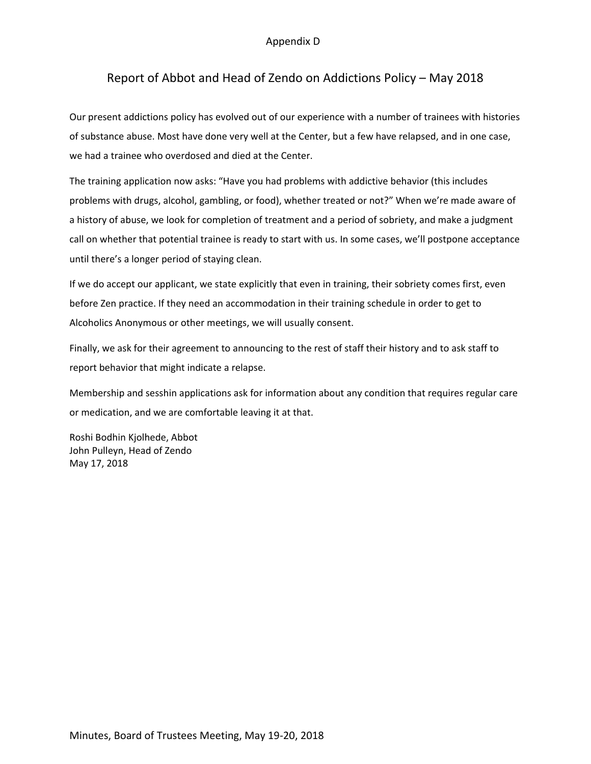Appendix D

# Report of Abbot and Head of Zendo on Addictions Policy – May 2018

Our present addictions policy has evolved out of our experience with a number of trainees with histories of substance abuse. Most have done very well at the Center, but a few have relapsed, and in one case, we had a trainee who overdosed and died at the Center.

The training application now asks: "Have you had problems with addictive behavior (this includes problems with drugs, alcohol, gambling, or food), whether treated or not?" When we're made aware of a history of abuse, we look for completion of treatment and a period of sobriety, and make a judgment call on whether that potential trainee is ready to start with us. In some cases, we'll postpone acceptance until there's a longer period of staying clean.

If we do accept our applicant, we state explicitly that even in training, their sobriety comes first, even before Zen practice. If they need an accommodation in their training schedule in order to get to Alcoholics Anonymous or other meetings, we will usually consent.

Finally, we ask for their agreement to announcing to the rest of staff their history and to ask staff to report behavior that might indicate a relapse.

Membership and sesshin applications ask for information about any condition that requires regular care or medication, and we are comfortable leaving it at that.

Roshi Bodhin Kjolhede, Abbot
John Pulleyn, Head of Zendo
May 17, 2018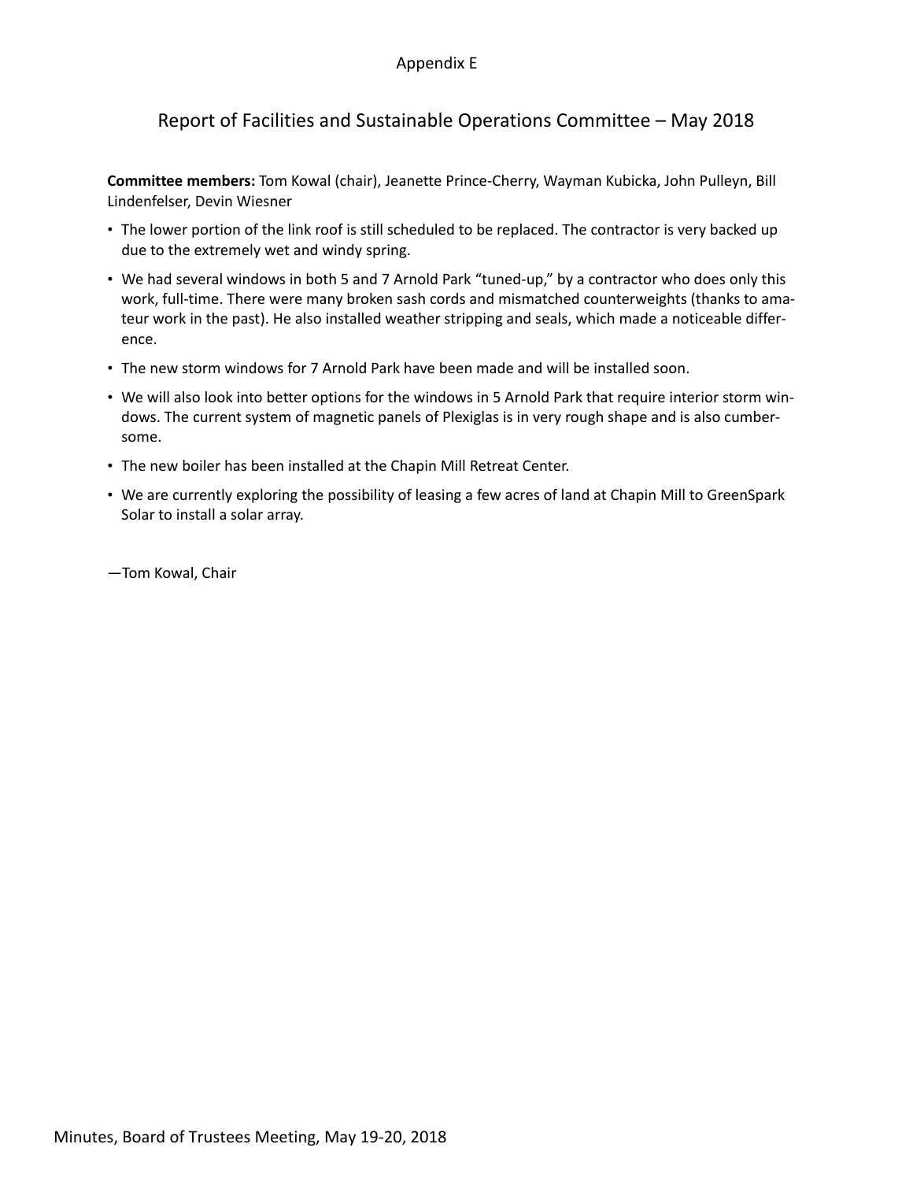Appendix E

# Report of Facilities and Sustainable Operations Committee – May 2018

**Committee members:** Tom Kowal (chair), Jeanette Prince-Cherry, Wayman Kubicka, John Pulleyn, Bill Lindenfelser, Devin Wiesner

- The lower portion of the link roof is still scheduled to be replaced. The contractor is very backed up due to the extremely wet and windy spring.
- We had several windows in both 5 and 7 Arnold Park "tuned-up," by a contractor who does only this work, full-time. There were many broken sash cords and mismatched counterweights (thanks to amateur work in the past). He also installed weather stripping and seals, which made a noticeable difference.
- The new storm windows for 7 Arnold Park have been made and will be installed soon.
- We will also look into better options for the windows in 5 Arnold Park that require interior storm windows. The current system of magnetic panels of Plexiglas is in very rough shape and is also cumbersome.
- The new boiler has been installed at the Chapin Mill Retreat Center.
- We are currently exploring the possibility of leasing a few acres of land at Chapin Mill to GreenSpark Solar to install a solar array.

—Tom Kowal, Chair